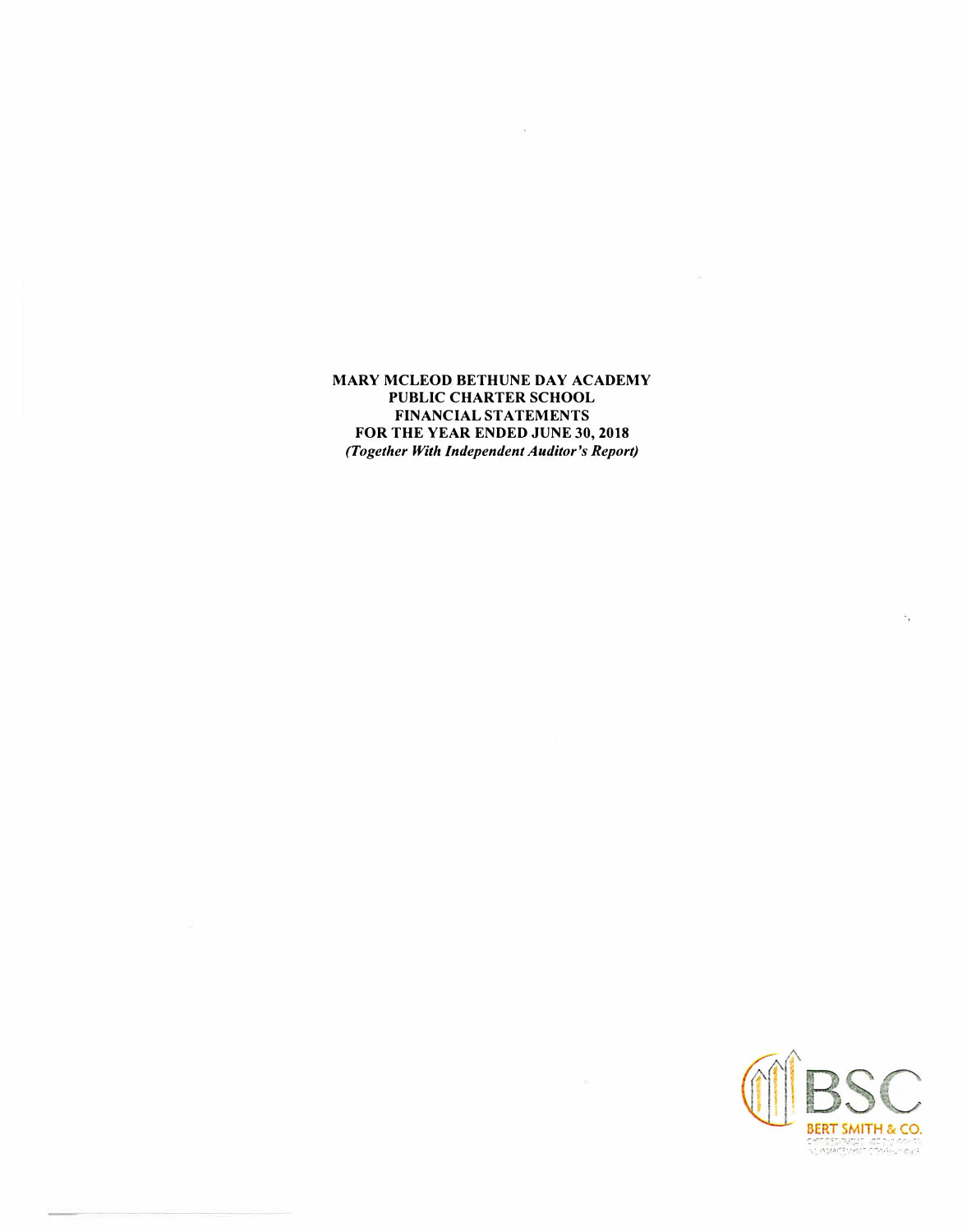# MARY MCLEOD BETHUNE DAY ACADEMY PUBLIC CHARTER SCHOOL FINANCIAL STATEMENTS FOR THE YEAR ENDED JUNE 30, 2018

***(Together With Independent Auditor's Report)***

BERT SMITH & CO.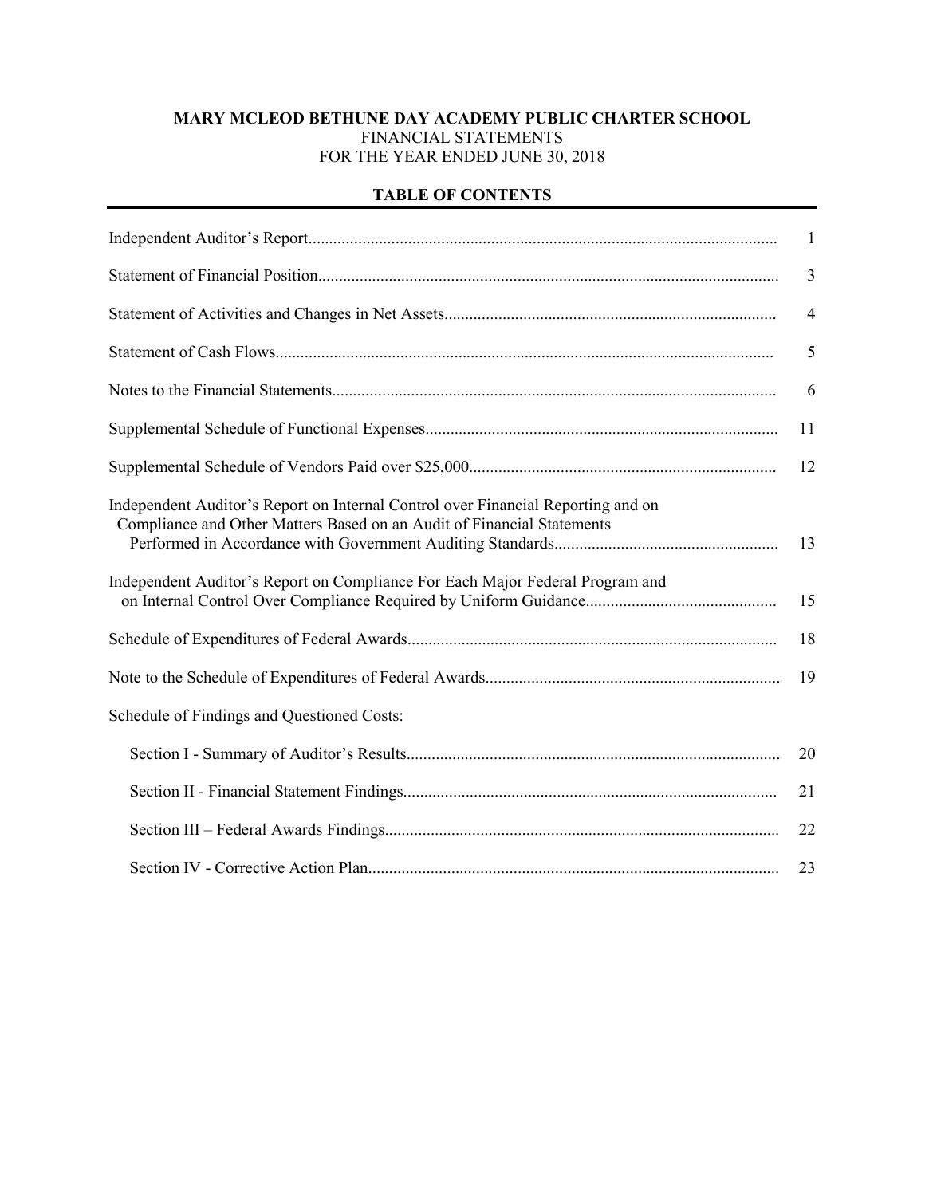**MARY MCLEOD BETHUNE DAY ACADEMY PUBLIC CHARTER SCHOOL**
FINANCIAL STATEMENTS
FOR THE YEAR ENDED JUNE 30, 2018

**TABLE OF CONTENTS**

| | |
|---|---|
| Independent Auditor's Report | 1 |
| Statement of Financial Position | 3 |
| Statement of Activities and Changes in Net Assets | 4 |
| Statement of Cash Flows | 5 |
| Notes to the Financial Statements | 6 |
| Supplemental Schedule of Functional Expenses | 11 |
| Supplemental Schedule of Vendors Paid over $25,000 | 12 |
| Independent Auditor's Report on Internal Control over Financial Reporting and on Compliance and Other Matters Based on an Audit of Financial Statements Performed in Accordance with Government Auditing Standards | 13 |
| Independent Auditor's Report on Compliance For Each Major Federal Program and on Internal Control Over Compliance Required by Uniform Guidance | 15 |
| Schedule of Expenditures of Federal Awards | 18 |
| Note to the Schedule of Expenditures of Federal Awards | 19 |
| Schedule of Findings and Questioned Costs: | |
| Section I - Summary of Auditor's Results | 20 |
| Section II - Financial Statement Findings | 21 |
| Section III – Federal Awards Findings | 22 |
| Section IV - Corrective Action Plan | 23 |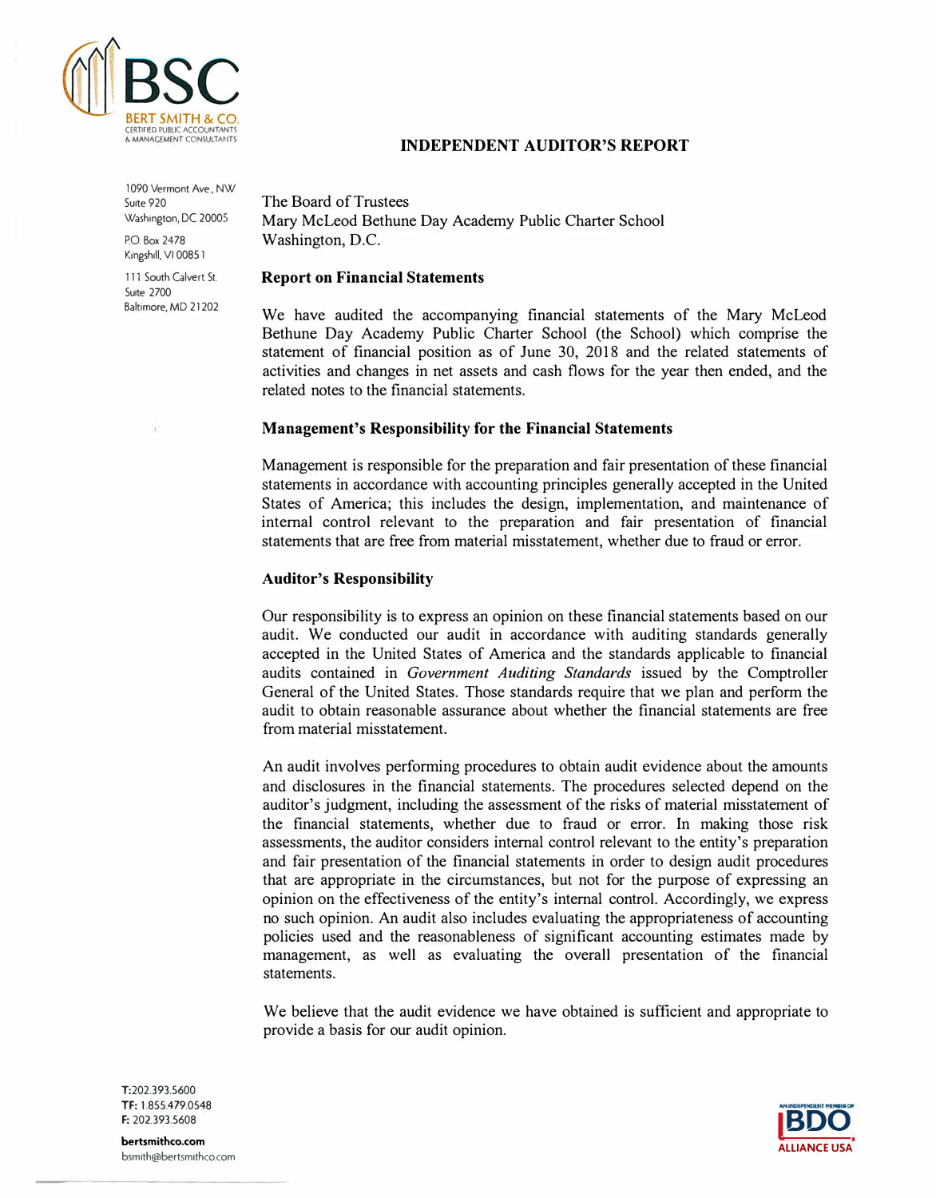# INDEPENDENT AUDITOR'S REPORT

The Board of Trustees
Mary McLeod Bethune Day Academy Public Charter School
Washington, D.C.

## Report on Financial Statements

We have audited the accompanying financial statements of the Mary McLeod Bethune Day Academy Public Charter School (the School) which comprise the statement of financial position as of June 30, 2018 and the related statements of activities and changes in net assets and cash flows for the year then ended, and the related notes to the financial statements.

## Management's Responsibility for the Financial Statements

Management is responsible for the preparation and fair presentation of these financial statements in accordance with accounting principles generally accepted in the United States of America; this includes the design, implementation, and maintenance of internal control relevant to the preparation and fair presentation of financial statements that are free from material misstatement, whether due to fraud or error.

## Auditor's Responsibility

Our responsibility is to express an opinion on these financial statements based on our audit. We conducted our audit in accordance with auditing standards generally accepted in the United States of America and the standards applicable to financial audits contained in *Government Auditing Standards* issued by the Comptroller General of the United States. Those standards require that we plan and perform the audit to obtain reasonable assurance about whether the financial statements are free from material misstatement.

An audit involves performing procedures to obtain audit evidence about the amounts and disclosures in the financial statements. The procedures selected depend on the auditor's judgment, including the assessment of the risks of material misstatement of the financial statements, whether due to fraud or error. In making those risk assessments, the auditor considers internal control relevant to the entity's preparation and fair presentation of the financial statements in order to design audit procedures that are appropriate in the circumstances, but not for the purpose of expressing an opinion on the effectiveness of the entity's internal control. Accordingly, we express no such opinion. An audit also includes evaluating the appropriateness of accounting policies used and the reasonableness of significant accounting estimates made by management, as well as evaluating the overall presentation of the financial statements.

We believe that the audit evidence we have obtained is sufficient and appropriate to provide a basis for our audit opinion.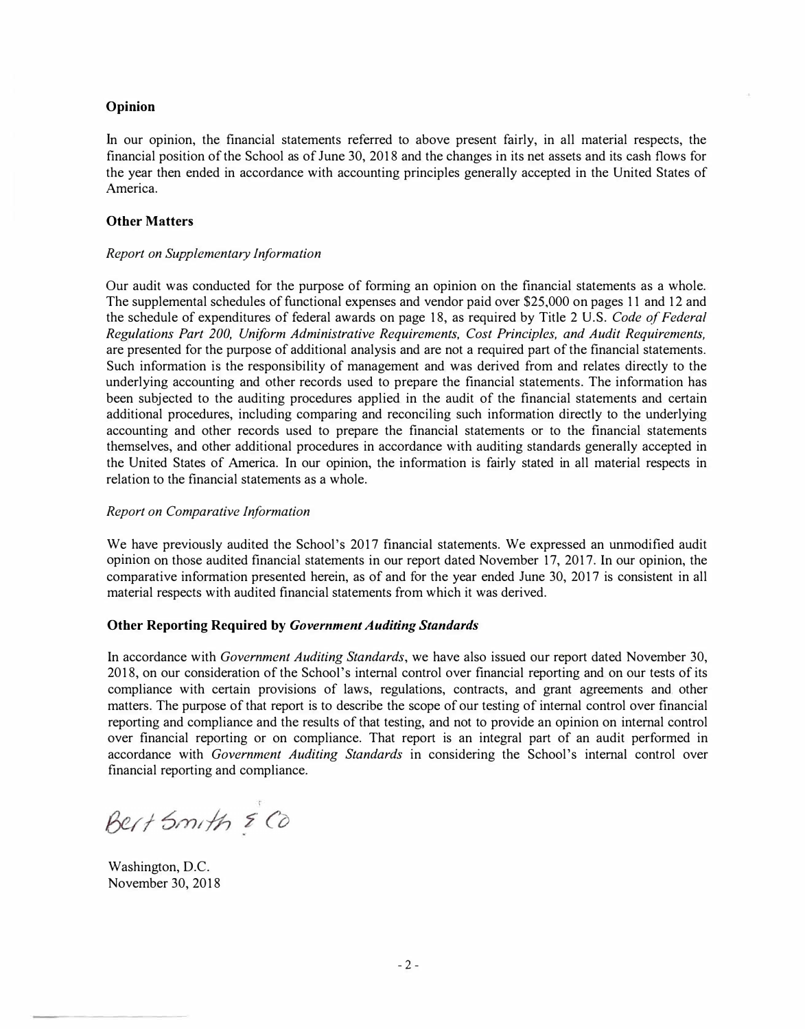## Opinion

In our opinion, the financial statements referred to above present fairly, in all material respects, the financial position of the School as of June 30, 2018 and the changes in its net assets and its cash flows for the year then ended in accordance with accounting principles generally accepted in the United States of America.

## Other Matters

*Report on Supplementary Information*

Our audit was conducted for the purpose of forming an opinion on the financial statements as a whole. The supplemental schedules of functional expenses and vendor paid over $25,000 on pages 11 and 12 and the schedule of expenditures of federal awards on page 18, as required by Title 2 U.S. *Code of Federal Regulations Part 200, Uniform Administrative Requirements, Cost Principles, and Audit Requirements,* are presented for the purpose of additional analysis and are not a required part of the financial statements. Such information is the responsibility of management and was derived from and relates directly to the underlying accounting and other records used to prepare the financial statements. The information has been subjected to the auditing procedures applied in the audit of the financial statements and certain additional procedures, including comparing and reconciling such information directly to the underlying accounting and other records used to prepare the financial statements or to the financial statements themselves, and other additional procedures in accordance with auditing standards generally accepted in the United States of America. In our opinion, the information is fairly stated in all material respects in relation to the financial statements as a whole.

*Report on Comparative Information*

We have previously audited the School's 2017 financial statements. We expressed an unmodified audit opinion on those audited financial statements in our report dated November 17, 2017. In our opinion, the comparative information presented herein, as of and for the year ended June 30, 2017 is consistent in all material respects with audited financial statements from which it was derived.

## Other Reporting Required by *Government Auditing Standards*

In accordance with *Government Auditing Standards*, we have also issued our report dated November 30, 2018, on our consideration of the School's internal control over financial reporting and on our tests of its compliance with certain provisions of laws, regulations, contracts, and grant agreements and other matters. The purpose of that report is to describe the scope of our testing of internal control over financial reporting and compliance and the results of that testing, and not to provide an opinion on internal control over financial reporting or on compliance. That report is an integral part of an audit performed in accordance with *Government Auditing Standards* in considering the School's internal control over financial reporting and compliance.

Bert Smith & Co

Washington, D.C.
November 30, 2018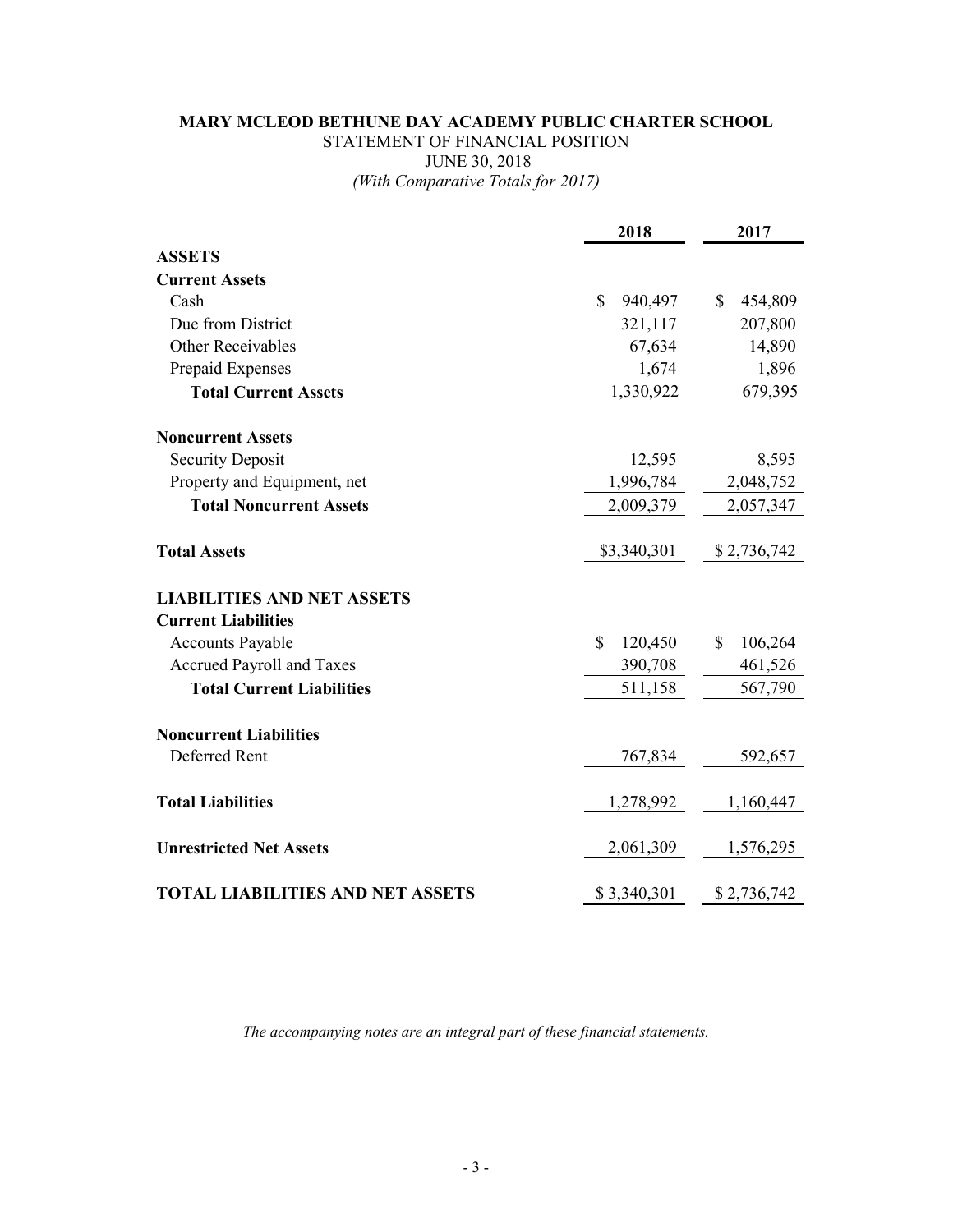**MARY MCLEOD BETHUNE DAY ACADEMY PUBLIC CHARTER SCHOOL**
STATEMENT OF FINANCIAL POSITION
JUNE 30, 2018
*(With Comparative Totals for 2017)*

| | 2018 | 2017 |
|---|---|---|
| **ASSETS** | | |
| **Current Assets** | | |
| Cash | $ 940,497 | $ 454,809 |
| Due from District | 321,117 | 207,800 |
| Other Receivables | 67,634 | 14,890 |
| Prepaid Expenses | 1,674 | 1,896 |
| **Total Current Assets** | 1,330,922 | 679,395 |
| **Noncurrent Assets** | | |
| Security Deposit | 12,595 | 8,595 |
| Property and Equipment, net | 1,996,784 | 2,048,752 |
| **Total Noncurrent Assets** | 2,009,379 | 2,057,347 |
| **Total Assets** | $3,340,301 | $ 2,736,742 |
| **LIABILITIES AND NET ASSETS** | | |
| **Current Liabilities** | | |
| Accounts Payable | $ 120,450 | $ 106,264 |
| Accrued Payroll and Taxes | 390,708 | 461,526 |
| **Total Current Liabilities** | 511,158 | 567,790 |
| **Noncurrent Liabilities** | | |
| Deferred Rent | 767,834 | 592,657 |
| **Total Liabilities** | 1,278,992 | 1,160,447 |
| **Unrestricted Net Assets** | 2,061,309 | 1,576,295 |
| **TOTAL LIABILITIES AND NET ASSETS** | $ 3,340,301 | $ 2,736,742 |

*The accompanying notes are an integral part of these financial statements.*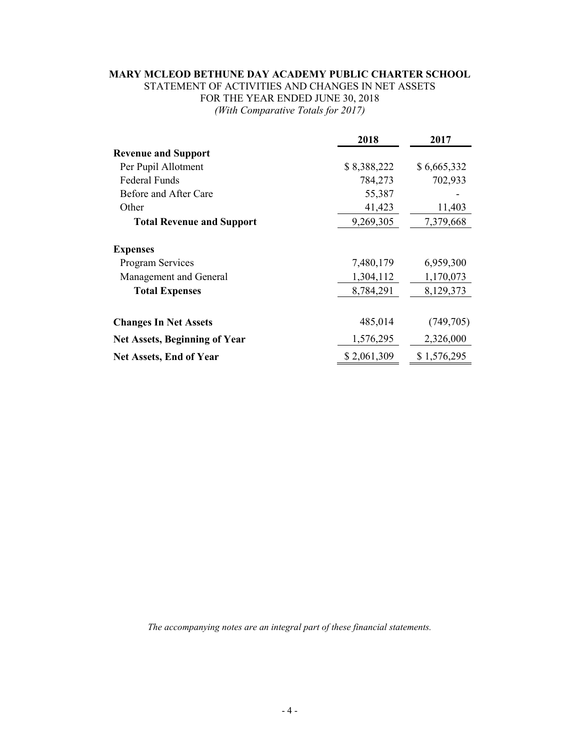**MARY MCLEOD BETHUNE DAY ACADEMY PUBLIC CHARTER SCHOOL**

STATEMENT OF ACTIVITIES AND CHANGES IN NET ASSETS

FOR THE YEAR ENDED JUNE 30, 2018

*(With Comparative Totals for 2017)*

| | 2018 | 2017 |
|---|---|---|
| **Revenue and Support** | | |
| Per Pupil Allotment | $ 8,388,222 | $ 6,665,332 |
| Federal Funds | 784,273 | 702,933 |
| Before and After Care | 55,387 | - |
| Other | 41,423 | 11,403 |
| **Total Revenue and Support** | 9,269,305 | 7,379,668 |
| **Expenses** | | |
| Program Services | 7,480,179 | 6,959,300 |
| Management and General | 1,304,112 | 1,170,073 |
| **Total Expenses** | 8,784,291 | 8,129,373 |
| **Changes In Net Assets** | 485,014 | (749,705) |
| **Net Assets, Beginning of Year** | 1,576,295 | 2,326,000 |
| **Net Assets, End of Year** | $ 2,061,309 | $ 1,576,295 |

*The accompanying notes are an integral part of these financial statements.*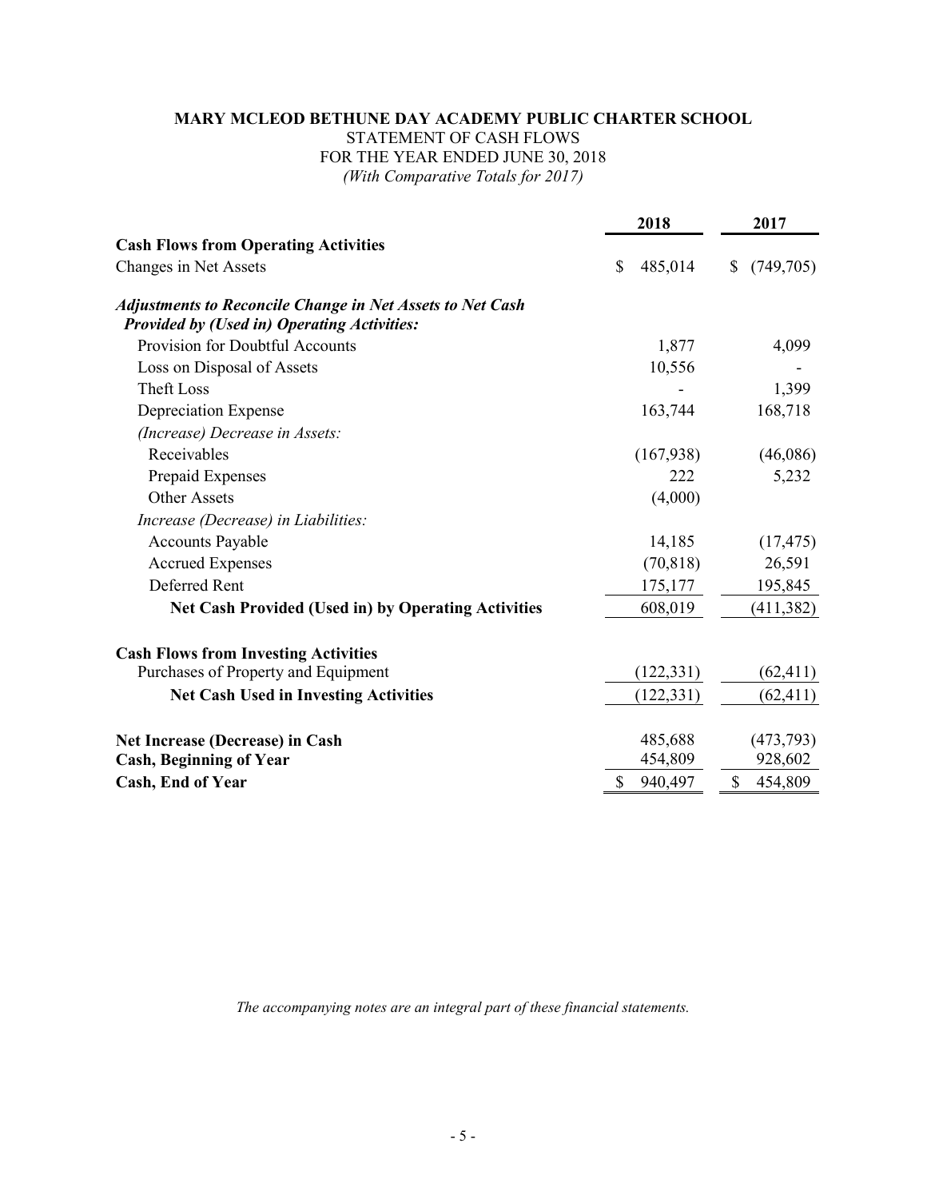**MARY MCLEOD BETHUNE DAY ACADEMY PUBLIC CHARTER SCHOOL**

STATEMENT OF CASH FLOWS

FOR THE YEAR ENDED JUNE 30, 2018

*(With Comparative Totals for 2017)*

| | 2018 | 2017 |
|---|---|---|
| **Cash Flows from Operating Activities** | | |
| Changes in Net Assets | $ 485,014 | $ (749,705) |
| ***Adjustments to Reconcile Change in Net Assets to Net Cash Provided by (Used in) Operating Activities:*** | | |
| Provision for Doubtful Accounts | 1,877 | 4,099 |
| Loss on Disposal of Assets | 10,556 | - |
| Theft Loss | - | 1,399 |
| Depreciation Expense | 163,744 | 168,718 |
| *(Increase) Decrease in Assets:* | | |
| Receivables | (167,938) | (46,086) |
| Prepaid Expenses | 222 | 5,232 |
| Other Assets | (4,000) | |
| *Increase (Decrease) in Liabilities:* | | |
| Accounts Payable | 14,185 | (17,475) |
| Accrued Expenses | (70,818) | 26,591 |
| Deferred Rent | 175,177 | 195,845 |
| **Net Cash Provided (Used in) by Operating Activities** | 608,019 | (411,382) |
| **Cash Flows from Investing Activities** | | |
| Purchases of Property and Equipment | (122,331) | (62,411) |
| **Net Cash Used in Investing Activities** | (122,331) | (62,411) |
| **Net Increase (Decrease) in Cash** | 485,688 | (473,793) |
| **Cash, Beginning of Year** | 454,809 | 928,602 |
| **Cash, End of Year** | $ 940,497 | $ 454,809 |

*The accompanying notes are an integral part of these financial statements.*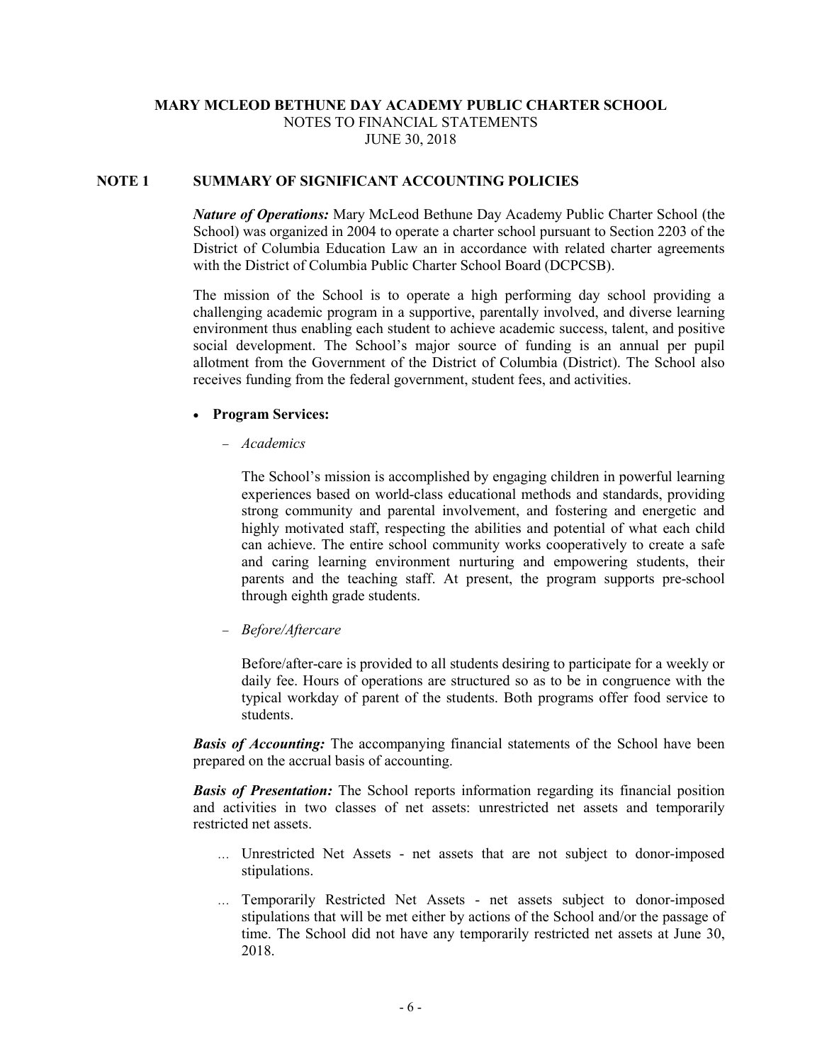**MARY MCLEOD BETHUNE DAY ACADEMY PUBLIC CHARTER SCHOOL**
NOTES TO FINANCIAL STATEMENTS
JUNE 30, 2018

## NOTE 1 SUMMARY OF SIGNIFICANT ACCOUNTING POLICIES

***Nature of Operations:*** Mary McLeod Bethune Day Academy Public Charter School (the School) was organized in 2004 to operate a charter school pursuant to Section 2203 of the District of Columbia Education Law an in accordance with related charter agreements with the District of Columbia Public Charter School Board (DCPCSB).

The mission of the School is to operate a high performing day school providing a challenging academic program in a supportive, parentally involved, and diverse learning environment thus enabling each student to achieve academic success, talent, and positive social development. The School's major source of funding is an annual per pupil allotment from the Government of the District of Columbia (District). The School also receives funding from the federal government, student fees, and activities.

- **Program Services:**
  - *Academics*

    The School's mission is accomplished by engaging children in powerful learning experiences based on world-class educational methods and standards, providing strong community and parental involvement, and fostering and energetic and highly motivated staff, respecting the abilities and potential of what each child can achieve. The entire school community works cooperatively to create a safe and caring learning environment nurturing and empowering students, their parents and the teaching staff. At present, the program supports pre-school through eighth grade students.

  - *Before/Aftercare*

    Before/after-care is provided to all students desiring to participate for a weekly or daily fee. Hours of operations are structured so as to be in congruence with the typical workday of parent of the students. Both programs offer food service to students.

***Basis of Accounting:*** The accompanying financial statements of the School have been prepared on the accrual basis of accounting.

***Basis of Presentation:*** The School reports information regarding its financial position and activities in two classes of net assets: unrestricted net assets and temporarily restricted net assets.

- Unrestricted Net Assets - net assets that are not subject to donor-imposed stipulations.
- Temporarily Restricted Net Assets - net assets subject to donor-imposed stipulations that will be met either by actions of the School and/or the passage of time. The School did not have any temporarily restricted net assets at June 30, 2018.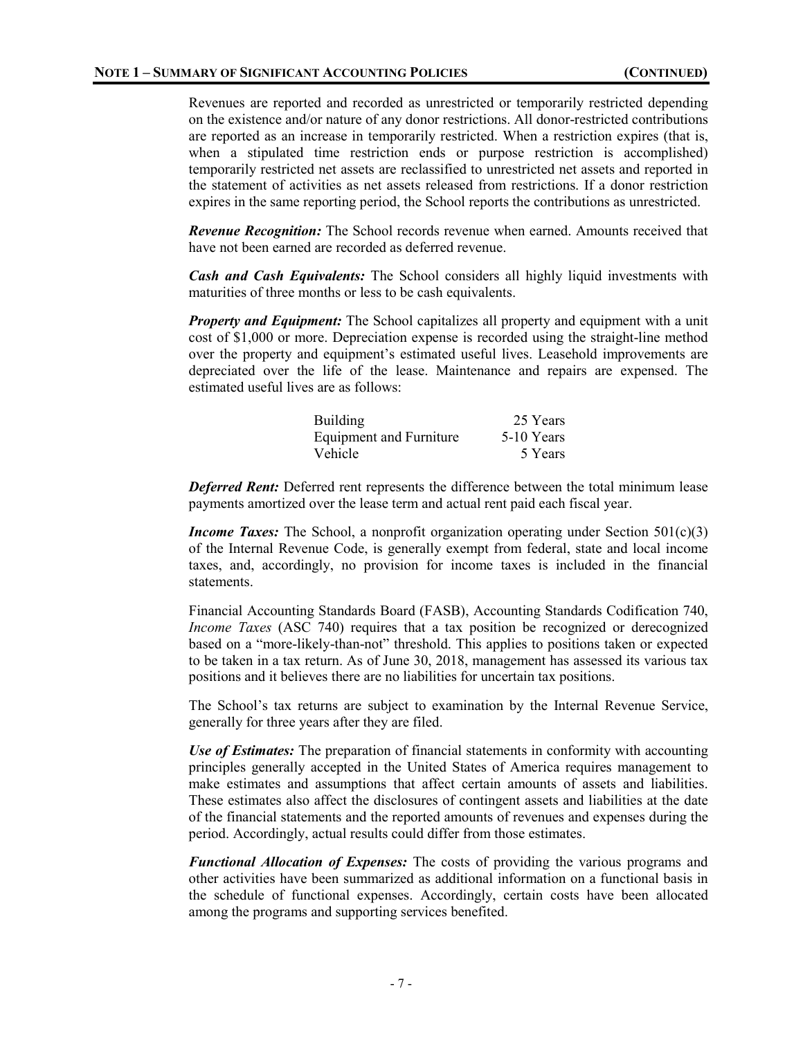## NOTE 1 – SUMMARY OF SIGNIFICANT ACCOUNTING POLICIES (CONTINUED)

Revenues are reported and recorded as unrestricted or temporarily restricted depending on the existence and/or nature of any donor restrictions. All donor-restricted contributions are reported as an increase in temporarily restricted. When a restriction expires (that is, when a stipulated time restriction ends or purpose restriction is accomplished) temporarily restricted net assets are reclassified to unrestricted net assets and reported in the statement of activities as net assets released from restrictions. If a donor restriction expires in the same reporting period, the School reports the contributions as unrestricted.

***Revenue Recognition:*** The School records revenue when earned. Amounts received that have not been earned are recorded as deferred revenue.

***Cash and Cash Equivalents:*** The School considers all highly liquid investments with maturities of three months or less to be cash equivalents.

***Property and Equipment:*** The School capitalizes all property and equipment with a unit cost of $1,000 or more. Depreciation expense is recorded using the straight-line method over the property and equipment's estimated useful lives. Leasehold improvements are depreciated over the life of the lease. Maintenance and repairs are expensed. The estimated useful lives are as follows:

| | |
|---|---|
| Building | 25 Years |
| Equipment and Furniture | 5-10 Years |
| Vehicle | 5 Years |

***Deferred Rent:*** Deferred rent represents the difference between the total minimum lease payments amortized over the lease term and actual rent paid each fiscal year.

***Income Taxes:*** The School, a nonprofit organization operating under Section 501(c)(3) of the Internal Revenue Code, is generally exempt from federal, state and local income taxes, and, accordingly, no provision for income taxes is included in the financial statements.

Financial Accounting Standards Board (FASB), Accounting Standards Codification 740, *Income Taxes* (ASC 740) requires that a tax position be recognized or derecognized based on a "more-likely-than-not" threshold. This applies to positions taken or expected to be taken in a tax return. As of June 30, 2018, management has assessed its various tax positions and it believes there are no liabilities for uncertain tax positions.

The School's tax returns are subject to examination by the Internal Revenue Service, generally for three years after they are filed.

***Use of Estimates:*** The preparation of financial statements in conformity with accounting principles generally accepted in the United States of America requires management to make estimates and assumptions that affect certain amounts of assets and liabilities. These estimates also affect the disclosures of contingent assets and liabilities at the date of the financial statements and the reported amounts of revenues and expenses during the period. Accordingly, actual results could differ from those estimates.

***Functional Allocation of Expenses:*** The costs of providing the various programs and other activities have been summarized as additional information on a functional basis in the schedule of functional expenses. Accordingly, certain costs have been allocated among the programs and supporting services benefited.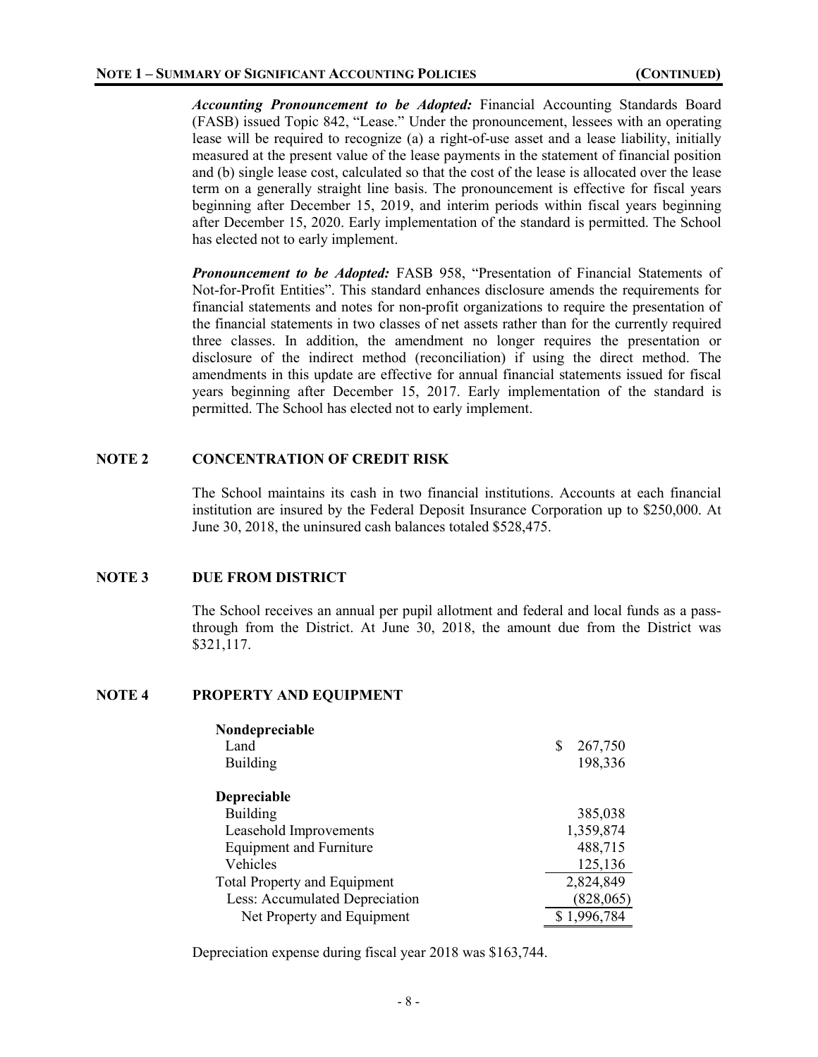**NOTE 1 – SUMMARY OF SIGNIFICANT ACCOUNTING POLICIES (CONTINUED)**

***Accounting Pronouncement to be Adopted:*** Financial Accounting Standards Board (FASB) issued Topic 842, "Lease." Under the pronouncement, lessees with an operating lease will be required to recognize (a) a right-of-use asset and a lease liability, initially measured at the present value of the lease payments in the statement of financial position and (b) single lease cost, calculated so that the cost of the lease is allocated over the lease term on a generally straight line basis. The pronouncement is effective for fiscal years beginning after December 15, 2019, and interim periods within fiscal years beginning after December 15, 2020. Early implementation of the standard is permitted. The School has elected not to early implement.

***Pronouncement to be Adopted:*** FASB 958, "Presentation of Financial Statements of Not-for-Profit Entities". This standard enhances disclosure amends the requirements for financial statements and notes for non-profit organizations to require the presentation of the financial statements in two classes of net assets rather than for the currently required three classes. In addition, the amendment no longer requires the presentation or disclosure of the indirect method (reconciliation) if using the direct method. The amendments in this update are effective for annual financial statements issued for fiscal years beginning after December 15, 2017. Early implementation of the standard is permitted. The School has elected not to early implement.

## NOTE 2 CONCENTRATION OF CREDIT RISK

The School maintains its cash in two financial institutions. Accounts at each financial institution are insured by the Federal Deposit Insurance Corporation up to $250,000. At June 30, 2018, the uninsured cash balances totaled $528,475.

## NOTE 3 DUE FROM DISTRICT

The School receives an annual per pupil allotment and federal and local funds as a pass-through from the District. At June 30, 2018, the amount due from the District was $321,117.

## NOTE 4 PROPERTY AND EQUIPMENT

| | |
|---|---|
| **Nondepreciable** | |
| Land | $ 267,750 |
| Building | 198,336 |
| **Depreciable** | |
| Building | 385,038 |
| Leasehold Improvements | 1,359,874 |
| Equipment and Furniture | 488,715 |
| Vehicles | 125,136 |
| Total Property and Equipment | 2,824,849 |
| Less: Accumulated Depreciation | (828,065) |
| Net Property and Equipment | $ 1,996,784 |

Depreciation expense during fiscal year 2018 was $163,744.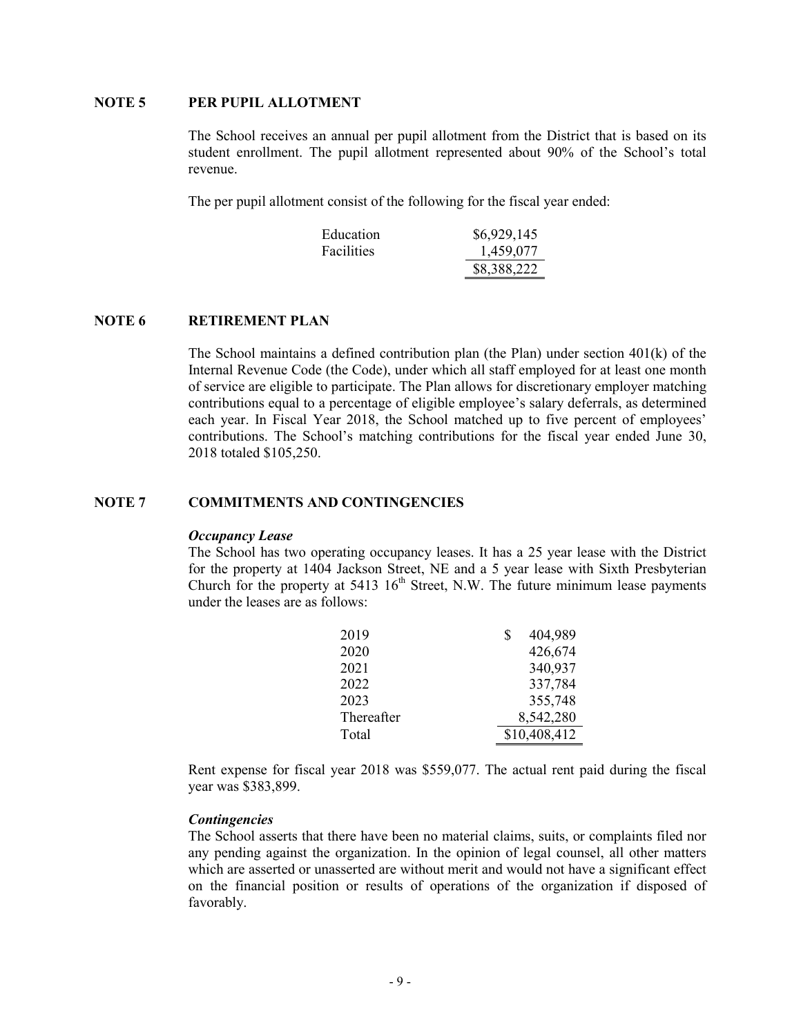## NOTE 5 PER PUPIL ALLOTMENT

The School receives an annual per pupil allotment from the District that is based on its student enrollment. The pupil allotment represented about 90% of the School's total revenue.

The per pupil allotment consist of the following for the fiscal year ended:

| | |
|---|---|
| Education | \$6,929,145 |
| Facilities | 1,459,077 |
| | \$8,388,222 |

## NOTE 6 RETIREMENT PLAN

The School maintains a defined contribution plan (the Plan) under section 401(k) of the Internal Revenue Code (the Code), under which all staff employed for at least one month of service are eligible to participate. The Plan allows for discretionary employer matching contributions equal to a percentage of eligible employee's salary deferrals, as determined each year. In Fiscal Year 2018, the School matched up to five percent of employees' contributions. The School's matching contributions for the fiscal year ended June 30, 2018 totaled \$105,250.

## NOTE 7 COMMITMENTS AND CONTINGENCIES

***Occupancy Lease***

The School has two operating occupancy leases. It has a 25 year lease with the District for the property at 1404 Jackson Street, NE and a 5 year lease with Sixth Presbyterian Church for the property at 5413 16th Street, N.W. The future minimum lease payments under the leases are as follows:

| | |
|---|---|
| 2019 | \$ 404,989 |
| 2020 | 426,674 |
| 2021 | 340,937 |
| 2022 | 337,784 |
| 2023 | 355,748 |
| Thereafter | 8,542,280 |
| Total | \$10,408,412 |

Rent expense for fiscal year 2018 was \$559,077. The actual rent paid during the fiscal year was \$383,899.

***Contingencies***

The School asserts that there have been no material claims, suits, or complaints filed nor any pending against the organization. In the opinion of legal counsel, all other matters which are asserted or unasserted are without merit and would not have a significant effect on the financial position or results of operations of the organization if disposed of favorably.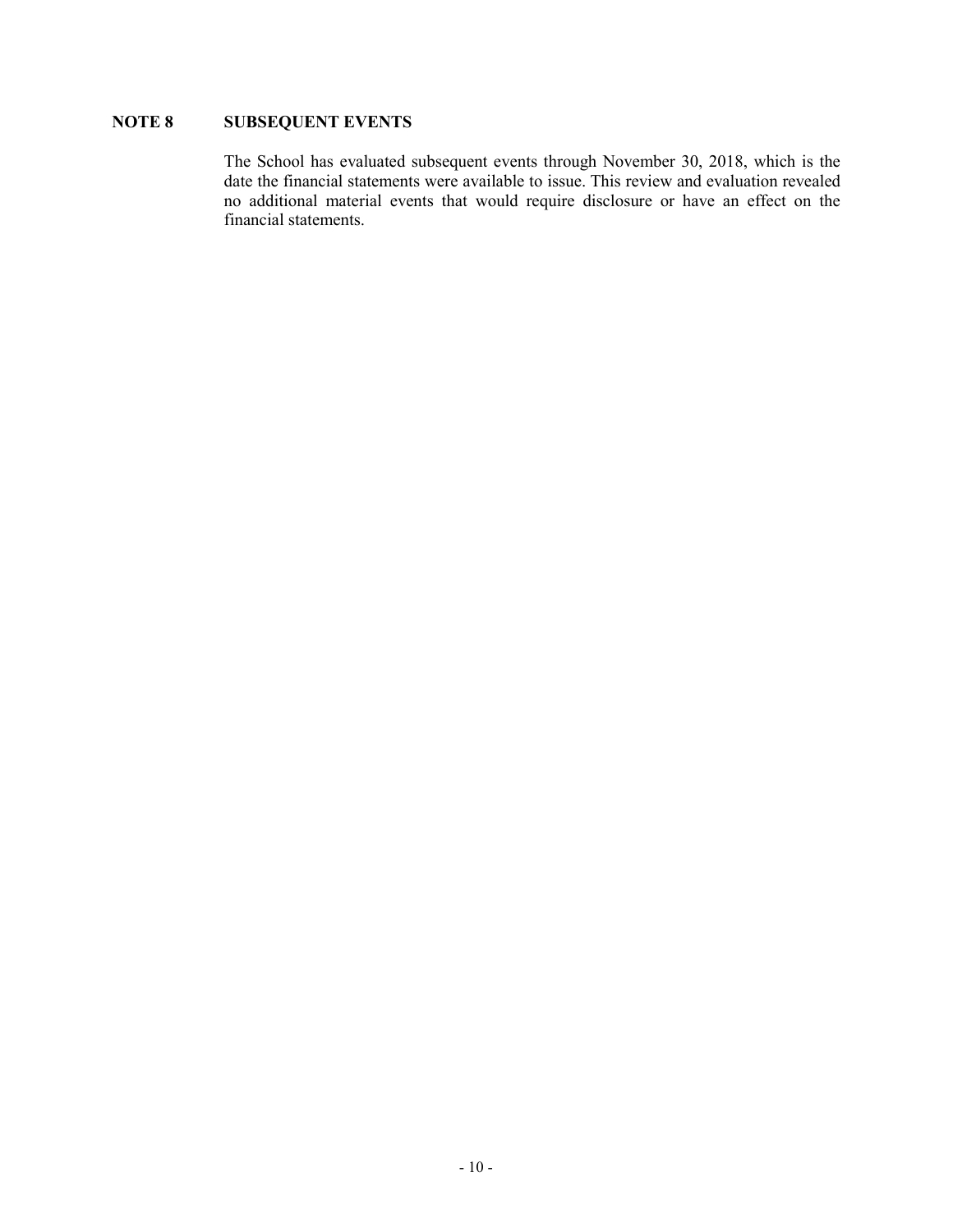## NOTE 8 SUBSEQUENT EVENTS

The School has evaluated subsequent events through November 30, 2018, which is the date the financial statements were available to issue. This review and evaluation revealed no additional material events that would require disclosure or have an effect on the financial statements.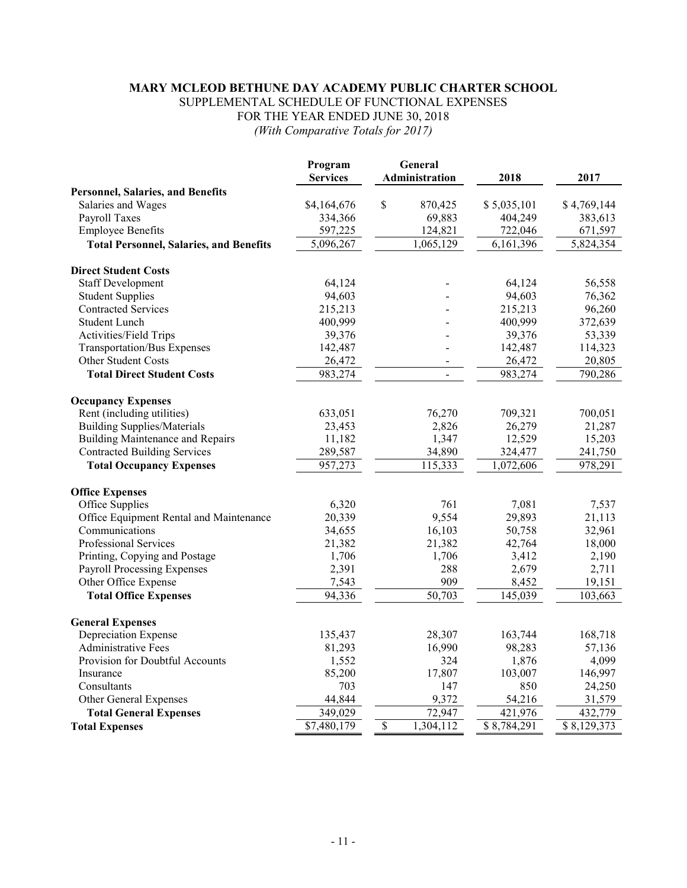**MARY MCLEOD BETHUNE DAY ACADEMY PUBLIC CHARTER SCHOOL**
SUPPLEMENTAL SCHEDULE OF FUNCTIONAL EXPENSES
FOR THE YEAR ENDED JUNE 30, 2018
*(With Comparative Totals for 2017)*

| | Program Services | General Administration | 2018 | 2017 |
|---|---|---|---|---|
| **Personnel, Salaries, and Benefits** | | | | |
| Salaries and Wages | $4,164,676 | $ 870,425 | $ 5,035,101 | $ 4,769,144 |
| Payroll Taxes | 334,366 | 69,883 | 404,249 | 383,613 |
| Employee Benefits | 597,225 | 124,821 | 722,046 | 671,597 |
| **Total Personnel, Salaries, and Benefits** | 5,096,267 | 1,065,129 | 6,161,396 | 5,824,354 |
| **Direct Student Costs** | | | | |
| Staff Development | 64,124 | - | 64,124 | 56,558 |
| Student Supplies | 94,603 | - | 94,603 | 76,362 |
| Contracted Services | 215,213 | - | 215,213 | 96,260 |
| Student Lunch | 400,999 | - | 400,999 | 372,639 |
| Activities/Field Trips | 39,376 | - | 39,376 | 53,339 |
| Transportation/Bus Expenses | 142,487 | - | 142,487 | 114,323 |
| Other Student Costs | 26,472 | - | 26,472 | 20,805 |
| **Total Direct Student Costs** | 983,274 | - | 983,274 | 790,286 |
| **Occupancy Expenses** | | | | |
| Rent (including utilities) | 633,051 | 76,270 | 709,321 | 700,051 |
| Building Supplies/Materials | 23,453 | 2,826 | 26,279 | 21,287 |
| Building Maintenance and Repairs | 11,182 | 1,347 | 12,529 | 15,203 |
| Contracted Building Services | 289,587 | 34,890 | 324,477 | 241,750 |
| **Total Occupancy Expenses** | 957,273 | 115,333 | 1,072,606 | 978,291 |
| **Office Expenses** | | | | |
| Office Supplies | 6,320 | 761 | 7,081 | 7,537 |
| Office Equipment Rental and Maintenance | 20,339 | 9,554 | 29,893 | 21,113 |
| Communications | 34,655 | 16,103 | 50,758 | 32,961 |
| Professional Services | 21,382 | 21,382 | 42,764 | 18,000 |
| Printing, Copying and Postage | 1,706 | 1,706 | 3,412 | 2,190 |
| Payroll Processing Expenses | 2,391 | 288 | 2,679 | 2,711 |
| Other Office Expense | 7,543 | 909 | 8,452 | 19,151 |
| **Total Office Expenses** | 94,336 | 50,703 | 145,039 | 103,663 |
| **General Expenses** | | | | |
| Depreciation Expense | 135,437 | 28,307 | 163,744 | 168,718 |
| Administrative Fees | 81,293 | 16,990 | 98,283 | 57,136 |
| Provision for Doubtful Accounts | 1,552 | 324 | 1,876 | 4,099 |
| Insurance | 85,200 | 17,807 | 103,007 | 146,997 |
| Consultants | 703 | 147 | 850 | 24,250 |
| Other General Expenses | 44,844 | 9,372 | 54,216 | 31,579 |
| **Total General Expenses** | 349,029 | 72,947 | 421,976 | 432,779 |
| **Total Expenses** | $7,480,179 | $ 1,304,112 | $ 8,784,291 | $ 8,129,373 |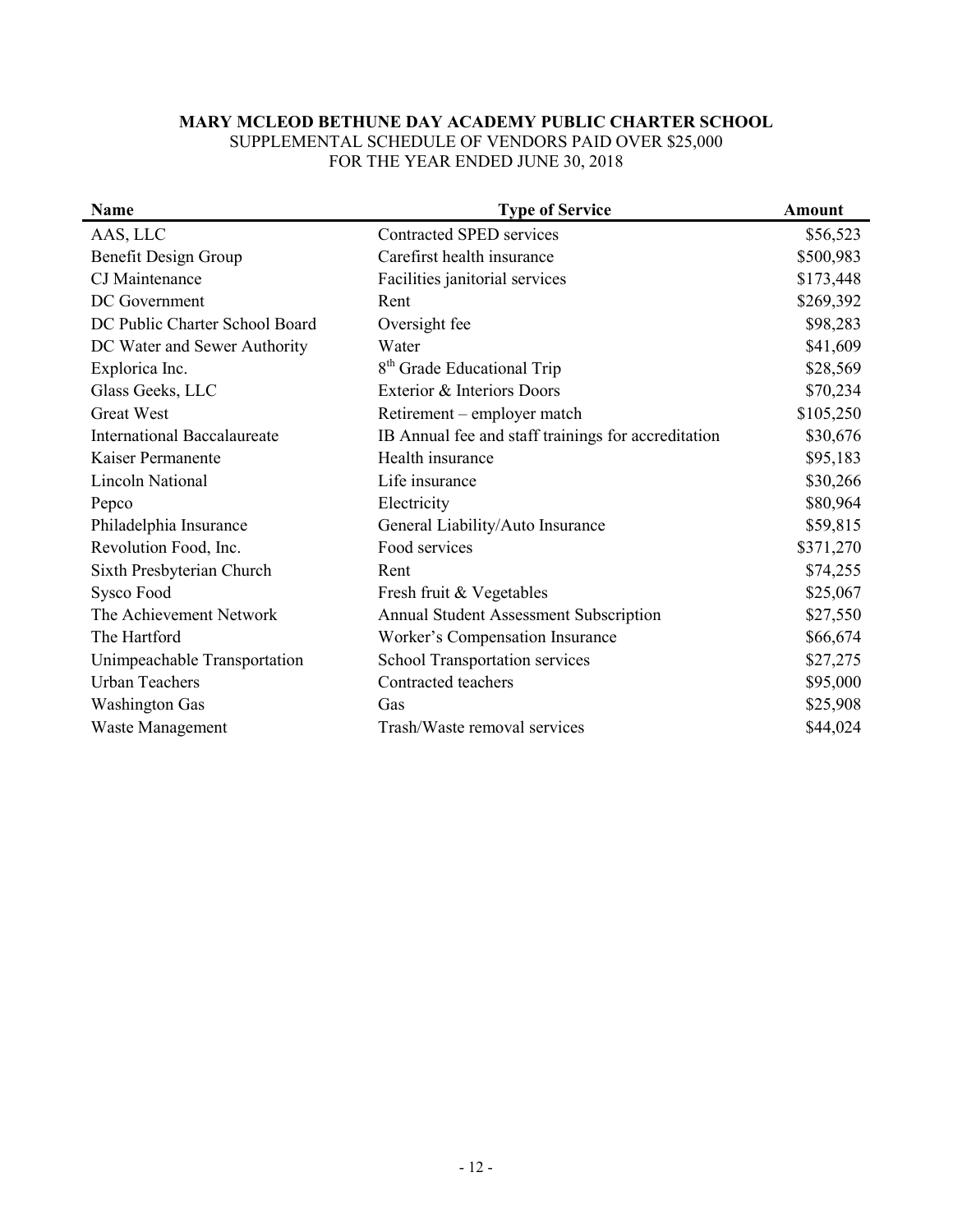**MARY MCLEOD BETHUNE DAY ACADEMY PUBLIC CHARTER SCHOOL**
SUPPLEMENTAL SCHEDULE OF VENDORS PAID OVER $25,000
FOR THE YEAR ENDED JUNE 30, 2018

| Name | Type of Service | Amount |
|---|---|---|
| AAS, LLC | Contracted SPED services | $56,523 |
| Benefit Design Group | Carefirst health insurance | $500,983 |
| CJ Maintenance | Facilities janitorial services | $173,448 |
| DC Government | Rent | $269,392 |
| DC Public Charter School Board | Oversight fee | $98,283 |
| DC Water and Sewer Authority | Water | $41,609 |
| Explorica Inc. | 8th Grade Educational Trip | $28,569 |
| Glass Geeks, LLC | Exterior & Interiors Doors | $70,234 |
| Great West | Retirement – employer match | $105,250 |
| International Baccalaureate | IB Annual fee and staff trainings for accreditation | $30,676 |
| Kaiser Permanente | Health insurance | $95,183 |
| Lincoln National | Life insurance | $30,266 |
| Pepco | Electricity | $80,964 |
| Philadelphia Insurance | General Liability/Auto Insurance | $59,815 |
| Revolution Food, Inc. | Food services | $371,270 |
| Sixth Presbyterian Church | Rent | $74,255 |
| Sysco Food | Fresh fruit & Vegetables | $25,067 |
| The Achievement Network | Annual Student Assessment Subscription | $27,550 |
| The Hartford | Worker's Compensation Insurance | $66,674 |
| Unimpeachable Transportation | School Transportation services | $27,275 |
| Urban Teachers | Contracted teachers | $95,000 |
| Washington Gas | Gas | $25,908 |
| Waste Management | Trash/Waste removal services | $44,024 |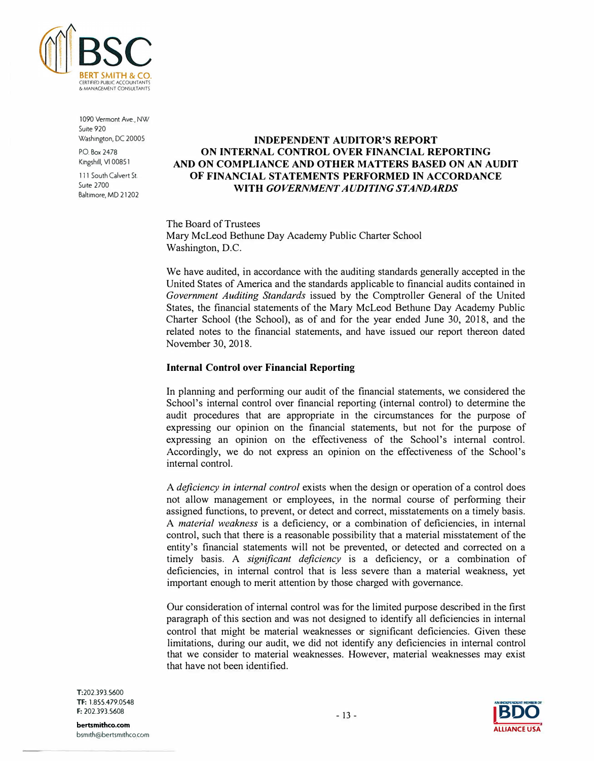# INDEPENDENT AUDITOR'S REPORT ON INTERNAL CONTROL OVER FINANCIAL REPORTING AND ON COMPLIANCE AND OTHER MATTERS BASED ON AN AUDIT OF FINANCIAL STATEMENTS PERFORMED IN ACCORDANCE WITH *GOVERNMENT AUDITING STANDARDS*

The Board of Trustees
Mary McLeod Bethune Day Academy Public Charter School
Washington, D.C.

We have audited, in accordance with the auditing standards generally accepted in the United States of America and the standards applicable to financial audits contained in *Government Auditing Standards* issued by the Comptroller General of the United States, the financial statements of the Mary McLeod Bethune Day Academy Public Charter School (the School), as of and for the year ended June 30, 2018, and the related notes to the financial statements, and have issued our report thereon dated November 30, 2018.

## Internal Control over Financial Reporting

In planning and performing our audit of the financial statements, we considered the School's internal control over financial reporting (internal control) to determine the audit procedures that are appropriate in the circumstances for the purpose of expressing our opinion on the financial statements, but not for the purpose of expressing an opinion on the effectiveness of the School's internal control. Accordingly, we do not express an opinion on the effectiveness of the School's internal control.

A *deficiency in internal control* exists when the design or operation of a control does not allow management or employees, in the normal course of performing their assigned functions, to prevent, or detect and correct, misstatements on a timely basis. A *material weakness* is a deficiency, or a combination of deficiencies, in internal control, such that there is a reasonable possibility that a material misstatement of the entity's financial statements will not be prevented, or detected and corrected on a timely basis. A *significant deficiency* is a deficiency, or a combination of deficiencies, in internal control that is less severe than a material weakness, yet important enough to merit attention by those charged with governance.

Our consideration of internal control was for the limited purpose described in the first paragraph of this section and was not designed to identify all deficiencies in internal control that might be material weaknesses or significant deficiencies. Given these limitations, during our audit, we did not identify any deficiencies in internal control that we consider to material weaknesses. However, material weaknesses may exist that have not been identified.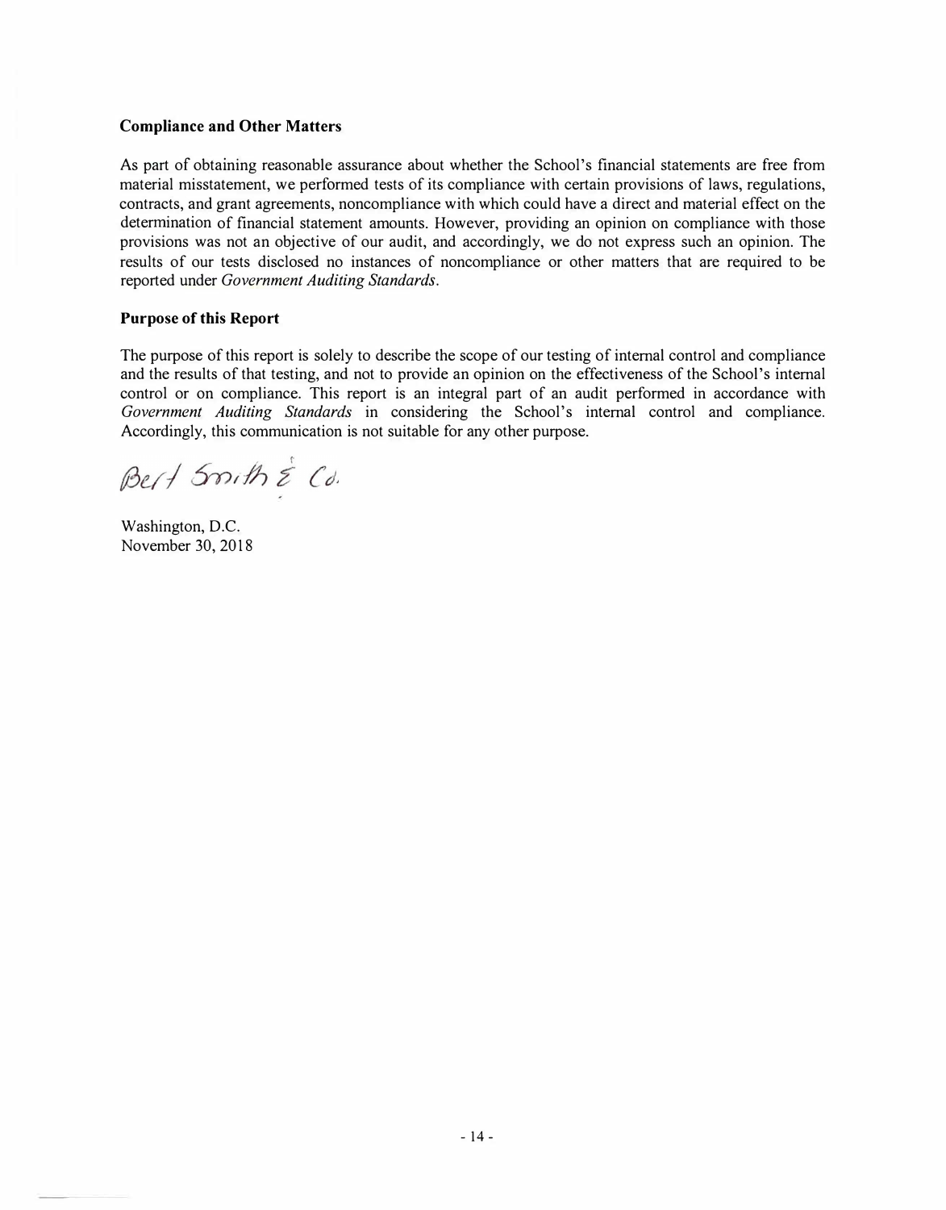**Compliance and Other Matters**

As part of obtaining reasonable assurance about whether the School's financial statements are free from material misstatement, we performed tests of its compliance with certain provisions of laws, regulations, contracts, and grant agreements, noncompliance with which could have a direct and material effect on the determination of financial statement amounts. However, providing an opinion on compliance with those provisions was not an objective of our audit, and accordingly, we do not express such an opinion. The results of our tests disclosed no instances of noncompliance or other matters that are required to be reported under *Government Auditing Standards*.

**Purpose of this Report**

The purpose of this report is solely to describe the scope of our testing of internal control and compliance and the results of that testing, and not to provide an opinion on the effectiveness of the School's internal control or on compliance. This report is an integral part of an audit performed in accordance with *Government Auditing Standards* in considering the School's internal control and compliance. Accordingly, this communication is not suitable for any other purpose.

Bert Smith & Co.

Washington, D.C.
November 30, 2018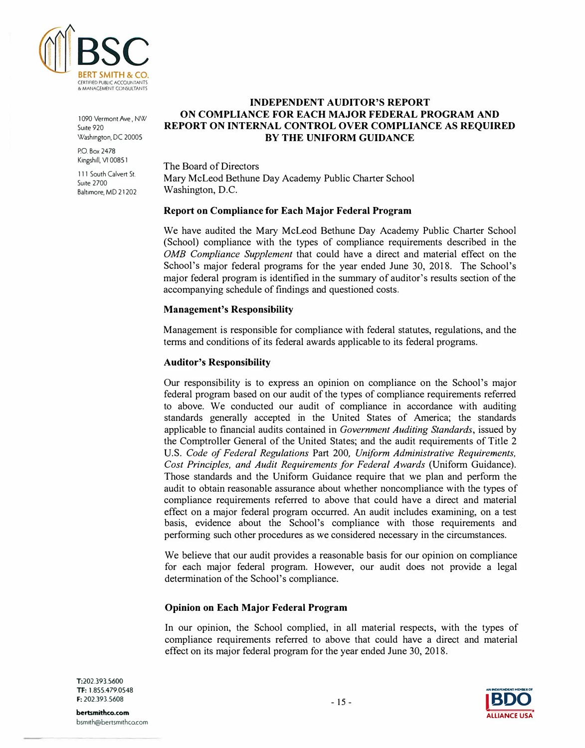**BSC**

BERT SMITH & CO.
CERTIFIED PUBLIC ACCOUNTANTS
& MANAGEMENT CONSULTANTS

1090 Vermont Ave., NW
Suite 920
Washington, DC 20005

P.O. Box 2478
Kingshill, VI 00851

111 South Calvert St.
Suite 2700
Baltimore, MD 21202

# INDEPENDENT AUDITOR'S REPORT ON COMPLIANCE FOR EACH MAJOR FEDERAL PROGRAM AND REPORT ON INTERNAL CONTROL OVER COMPLIANCE AS REQUIRED BY THE UNIFORM GUIDANCE

The Board of Directors
Mary McLeod Bethune Day Academy Public Charter School
Washington, D.C.

## Report on Compliance for Each Major Federal Program

We have audited the Mary McLeod Bethune Day Academy Public Charter School (School) compliance with the types of compliance requirements described in the *OMB Compliance Supplement* that could have a direct and material effect on the School's major federal programs for the year ended June 30, 2018. The School's major federal program is identified in the summary of auditor's results section of the accompanying schedule of findings and questioned costs.

## Management's Responsibility

Management is responsible for compliance with federal statutes, regulations, and the terms and conditions of its federal awards applicable to its federal programs.

## Auditor's Responsibility

Our responsibility is to express an opinion on compliance on the School's major federal program based on our audit of the types of compliance requirements referred to above. We conducted our audit of compliance in accordance with auditing standards generally accepted in the United States of America; the standards applicable to financial audits contained in *Government Auditing Standards*, issued by the Comptroller General of the United States; and the audit requirements of Title 2 U.S. *Code of Federal Regulations* Part 200*, Uniform Administrative Requirements, Cost Principles, and Audit Requirements for Federal Awards* (Uniform Guidance). Those standards and the Uniform Guidance require that we plan and perform the audit to obtain reasonable assurance about whether noncompliance with the types of compliance requirements referred to above that could have a direct and material effect on a major federal program occurred. An audit includes examining, on a test basis, evidence about the School's compliance with those requirements and performing such other procedures as we considered necessary in the circumstances.

We believe that our audit provides a reasonable basis for our opinion on compliance for each major federal program. However, our audit does not provide a legal determination of the School's compliance.

## Opinion on Each Major Federal Program

In our opinion, the School complied, in all material respects, with the types of compliance requirements referred to above that could have a direct and material effect on its major federal program for the year ended June 30, 2018.

T: 202.393.5600
TF: 1.855.479.0548
F: 202.393.5608

**bertsmithco.com**
bsmith@bertsmithco.com

AN INDEPENDENT MEMBER OF BDO ALLIANCE USA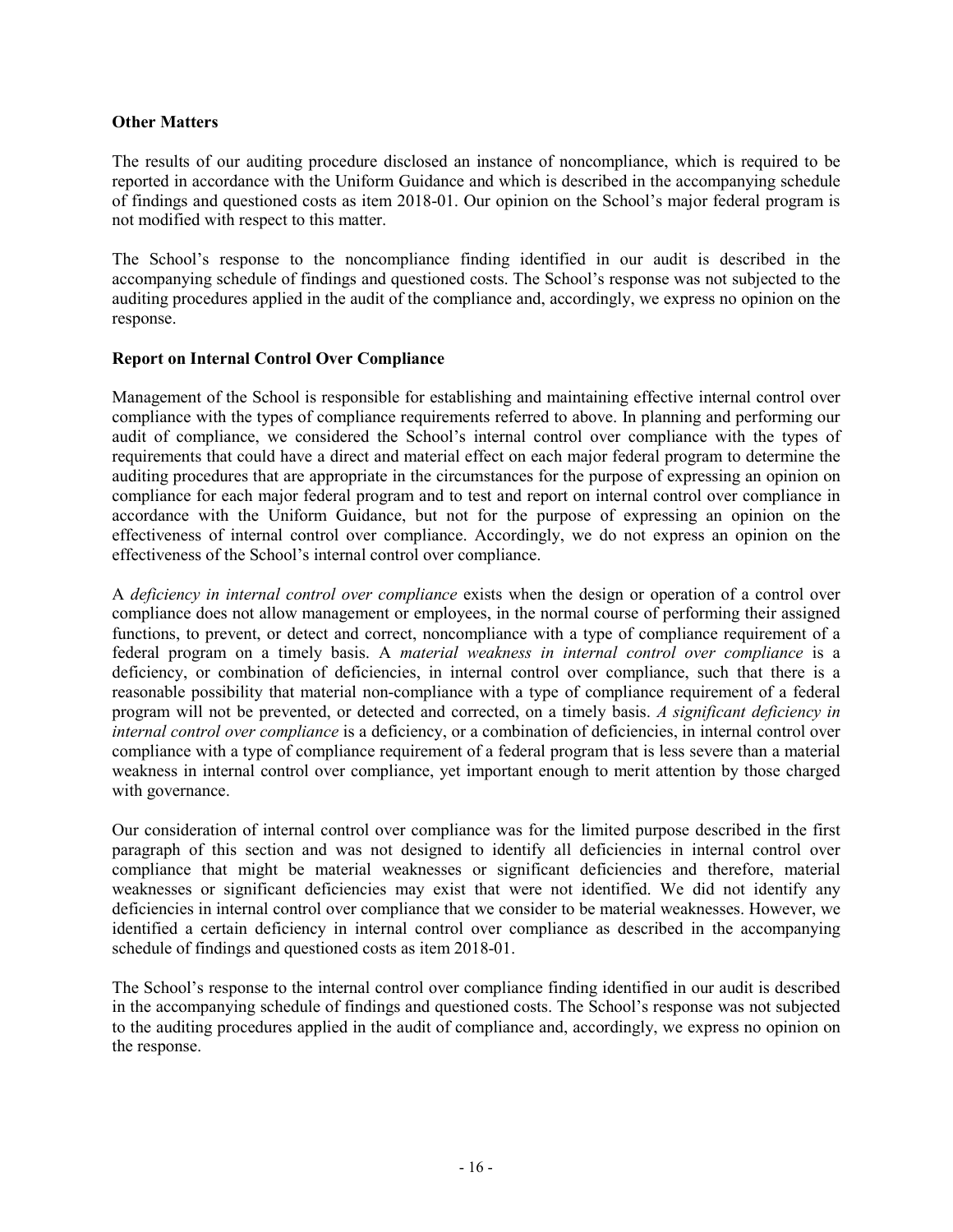### Other Matters

The results of our auditing procedure disclosed an instance of noncompliance, which is required to be reported in accordance with the Uniform Guidance and which is described in the accompanying schedule of findings and questioned costs as item 2018-01. Our opinion on the School's major federal program is not modified with respect to this matter.

The School's response to the noncompliance finding identified in our audit is described in the accompanying schedule of findings and questioned costs. The School's response was not subjected to the auditing procedures applied in the audit of the compliance and, accordingly, we express no opinion on the response.

### Report on Internal Control Over Compliance

Management of the School is responsible for establishing and maintaining effective internal control over compliance with the types of compliance requirements referred to above. In planning and performing our audit of compliance, we considered the School's internal control over compliance with the types of requirements that could have a direct and material effect on each major federal program to determine the auditing procedures that are appropriate in the circumstances for the purpose of expressing an opinion on compliance for each major federal program and to test and report on internal control over compliance in accordance with the Uniform Guidance, but not for the purpose of expressing an opinion on the effectiveness of internal control over compliance. Accordingly, we do not express an opinion on the effectiveness of the School's internal control over compliance.

A *deficiency in internal control over compliance* exists when the design or operation of a control over compliance does not allow management or employees, in the normal course of performing their assigned functions, to prevent, or detect and correct, noncompliance with a type of compliance requirement of a federal program on a timely basis. A *material weakness in internal control over compliance* is a deficiency, or combination of deficiencies, in internal control over compliance, such that there is a reasonable possibility that material non-compliance with a type of compliance requirement of a federal program will not be prevented, or detected and corrected, on a timely basis. *A significant deficiency in internal control over compliance* is a deficiency, or a combination of deficiencies, in internal control over compliance with a type of compliance requirement of a federal program that is less severe than a material weakness in internal control over compliance, yet important enough to merit attention by those charged with governance.

Our consideration of internal control over compliance was for the limited purpose described in the first paragraph of this section and was not designed to identify all deficiencies in internal control over compliance that might be material weaknesses or significant deficiencies and therefore, material weaknesses or significant deficiencies may exist that were not identified. We did not identify any deficiencies in internal control over compliance that we consider to be material weaknesses. However, we identified a certain deficiency in internal control over compliance as described in the accompanying schedule of findings and questioned costs as item 2018-01.

The School's response to the internal control over compliance finding identified in our audit is described in the accompanying schedule of findings and questioned costs. The School's response was not subjected to the auditing procedures applied in the audit of compliance and, accordingly, we express no opinion on the response.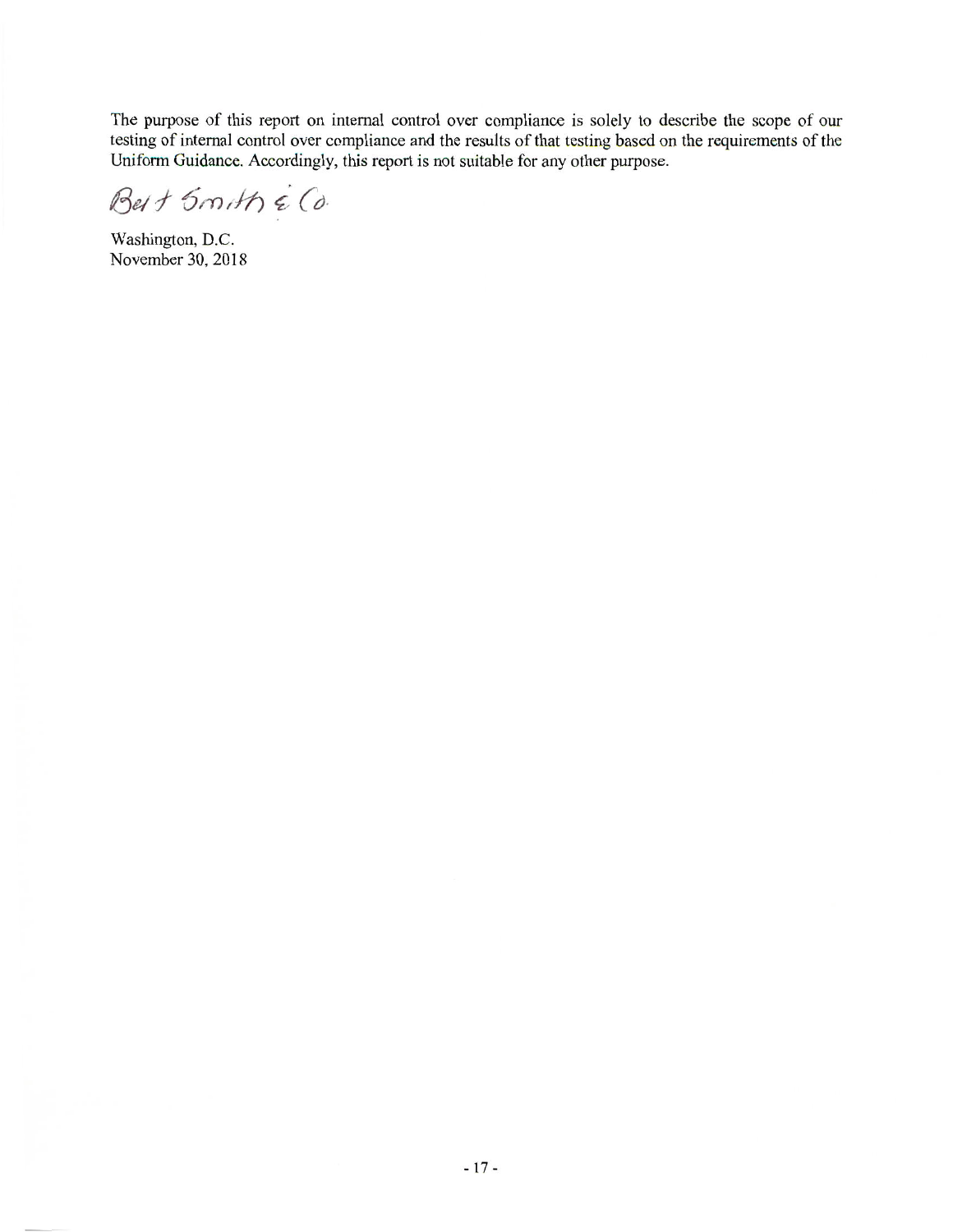The purpose of this report on internal control over compliance is solely to describe the scope of our testing of internal control over compliance and the results of that testing based on the requirements of the Uniform Guidance. Accordingly, this report is not suitable for any other purpose.

Bert Smith & Co.

Washington, D.C.
November 30, 2018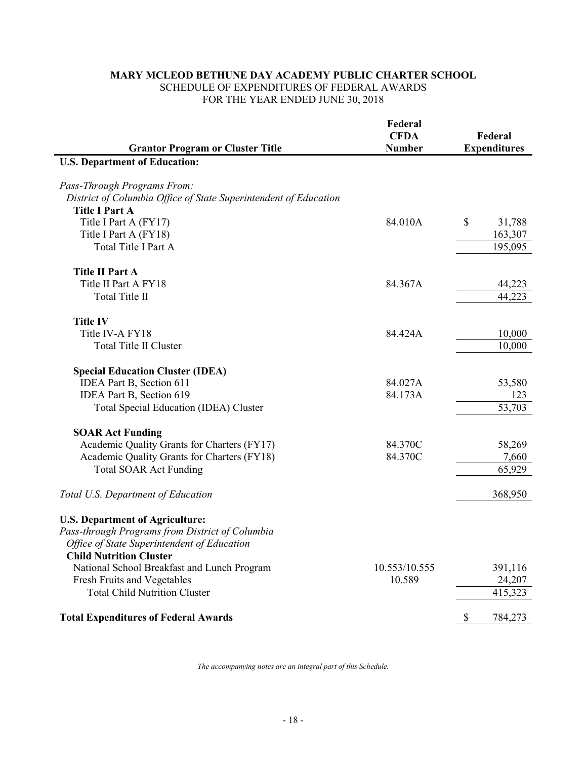**MARY MCLEOD BETHUNE DAY ACADEMY PUBLIC CHARTER SCHOOL**
SCHEDULE OF EXPENDITURES OF FEDERAL AWARDS
FOR THE YEAR ENDED JUNE 30, 2018

| Grantor Program or Cluster Title | Federal CFDA Number | Federal Expenditures |
|---|---|---|
| **U.S. Department of Education:** | | |
| *Pass-Through Programs From:* | | |
| *District of Columbia Office of State Superintendent of Education* | | |
| **Title I Part A** | | |
| Title I Part A (FY17) | 84.010A | $ 31,788 |
| Title I Part A (FY18) | | 163,307 |
| Total Title I Part A | | 195,095 |
| **Title II Part A** | | |
| Title II Part A FY18 | 84.367A | 44,223 |
| Total Title II | | 44,223 |
| **Title IV** | | |
| Title IV-A FY18 | 84.424A | 10,000 |
| Total Title II Cluster | | 10,000 |
| **Special Education Cluster (IDEA)** | | |
| IDEA Part B, Section 611 | 84.027A | 53,580 |
| IDEA Part B, Section 619 | 84.173A | 123 |
| Total Special Education (IDEA) Cluster | | 53,703 |
| **SOAR Act Funding** | | |
| Academic Quality Grants for Charters (FY17) | 84.370C | 58,269 |
| Academic Quality Grants for Charters (FY18) | 84.370C | 7,660 |
| Total SOAR Act Funding | | 65,929 |
| *Total U.S. Department of Education* | | 368,950 |
| **U.S. Department of Agriculture:** | | |
| *Pass-through Programs from District of Columbia Office of State Superintendent of Education* | | |
| **Child Nutrition Cluster** | | |
| National School Breakfast and Lunch Program | 10.553/10.555 | 391,116 |
| Fresh Fruits and Vegetables | 10.589 | 24,207 |
| Total Child Nutrition Cluster | | 415,323 |
| **Total Expenditures of Federal Awards** | | $ 784,273 |

*The accompanying notes are an integral part of this Schedule.*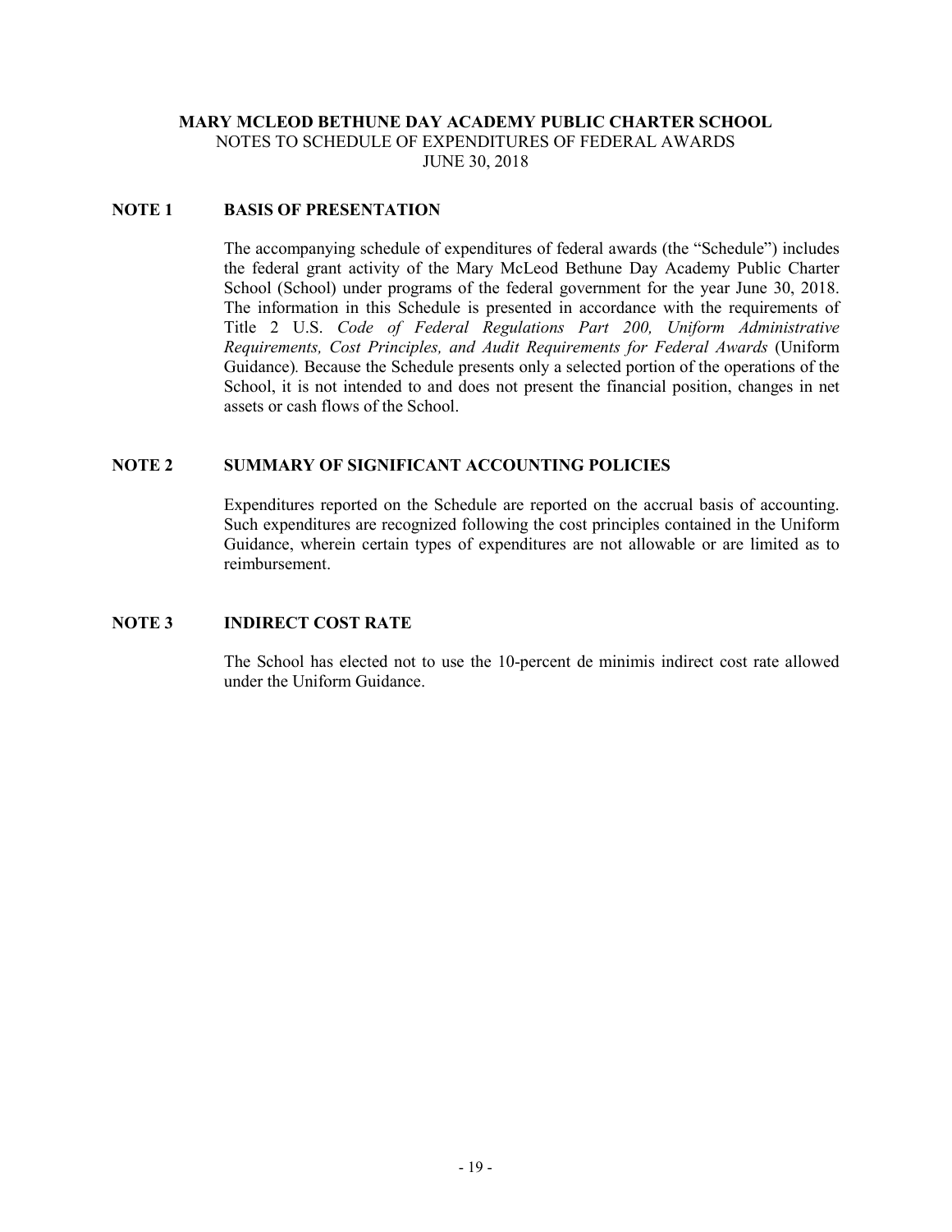**MARY MCLEOD BETHUNE DAY ACADEMY PUBLIC CHARTER SCHOOL**
NOTES TO SCHEDULE OF EXPENDITURES OF FEDERAL AWARDS
JUNE 30, 2018

## NOTE 1 BASIS OF PRESENTATION

The accompanying schedule of expenditures of federal awards (the "Schedule") includes the federal grant activity of the Mary McLeod Bethune Day Academy Public Charter School (School) under programs of the federal government for the year June 30, 2018. The information in this Schedule is presented in accordance with the requirements of Title 2 U.S. *Code of Federal Regulations Part 200, Uniform Administrative Requirements, Cost Principles, and Audit Requirements for Federal Awards* (Uniform Guidance). Because the Schedule presents only a selected portion of the operations of the School, it is not intended to and does not present the financial position, changes in net assets or cash flows of the School.

## NOTE 2 SUMMARY OF SIGNIFICANT ACCOUNTING POLICIES

Expenditures reported on the Schedule are reported on the accrual basis of accounting. Such expenditures are recognized following the cost principles contained in the Uniform Guidance, wherein certain types of expenditures are not allowable or are limited as to reimbursement.

## NOTE 3 INDIRECT COST RATE

The School has elected not to use the 10-percent de minimis indirect cost rate allowed under the Uniform Guidance.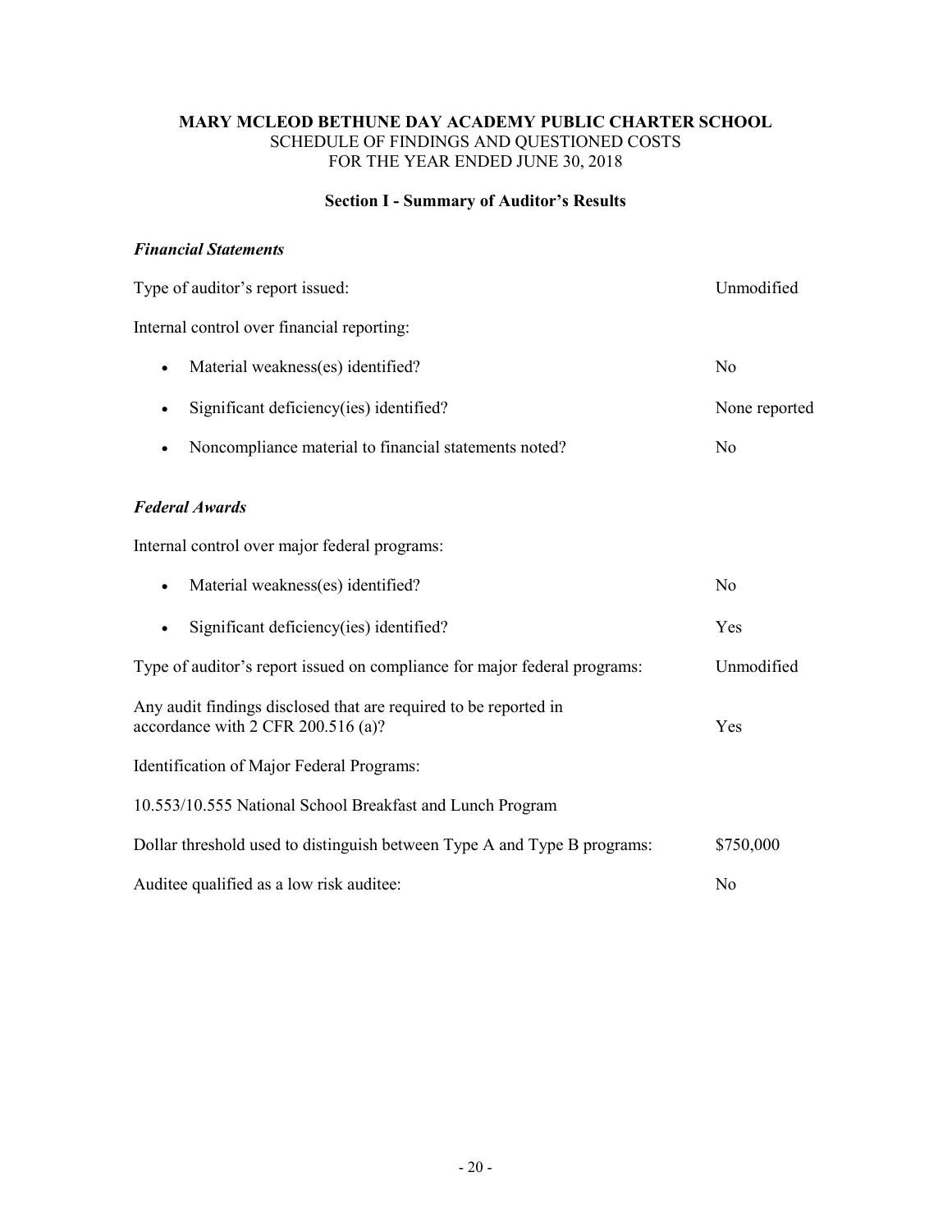**MARY MCLEOD BETHUNE DAY ACADEMY PUBLIC CHARTER SCHOOL**
SCHEDULE OF FINDINGS AND QUESTIONED COSTS
FOR THE YEAR ENDED JUNE 30, 2018

## Section I - Summary of Auditor's Results

### *Financial Statements*

| | |
|---|---|
| Type of auditor's report issued: | Unmodified |
| Internal control over financial reporting: | |
| • Material weakness(es) identified? | No |
| • Significant deficiency(ies) identified? | None reported |
| • Noncompliance material to financial statements noted? | No |

### *Federal Awards*

| | |
|---|---|
| Internal control over major federal programs: | |
| • Material weakness(es) identified? | No |
| • Significant deficiency(ies) identified? | Yes |
| Type of auditor's report issued on compliance for major federal programs: | Unmodified |
| Any audit findings disclosed that are required to be reported in accordance with 2 CFR 200.516 (a)? | Yes |
| Identification of Major Federal Programs: | |
| 10.553/10.555 National School Breakfast and Lunch Program | |
| Dollar threshold used to distinguish between Type A and Type B programs: | \$750,000 |
| Auditee qualified as a low risk auditee: | No |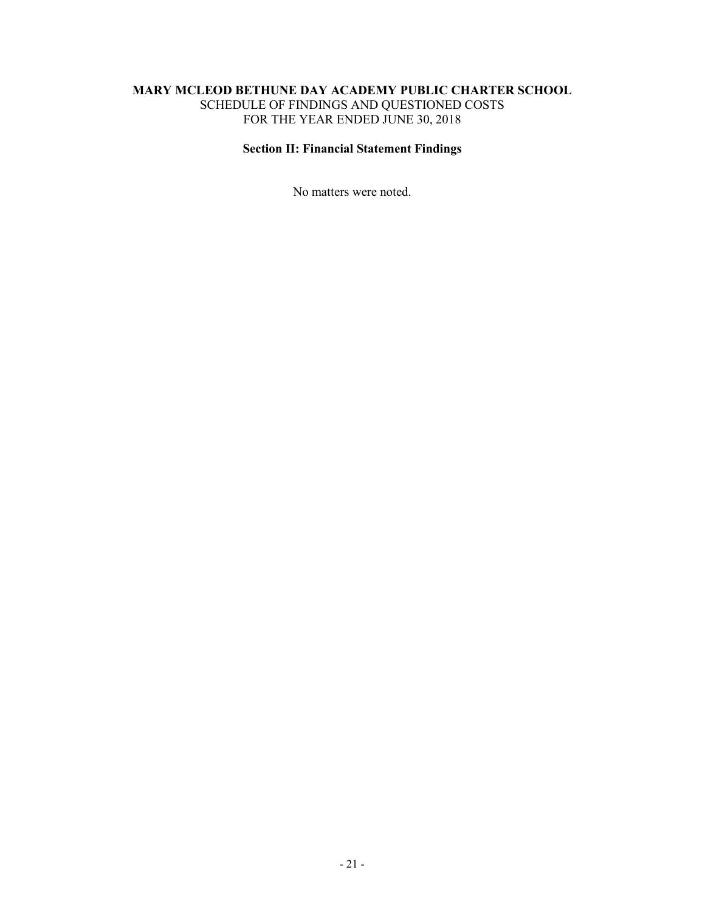**MARY MCLEOD BETHUNE DAY ACADEMY PUBLIC CHARTER SCHOOL**
SCHEDULE OF FINDINGS AND QUESTIONED COSTS
FOR THE YEAR ENDED JUNE 30, 2018

## Section II: Financial Statement Findings

No matters were noted.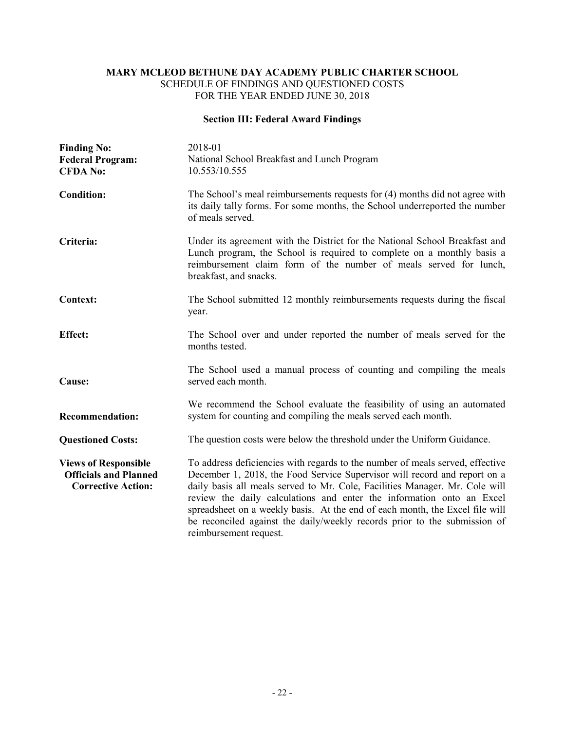**MARY MCLEOD BETHUNE DAY ACADEMY PUBLIC CHARTER SCHOOL**
SCHEDULE OF FINDINGS AND QUESTIONED COSTS
FOR THE YEAR ENDED JUNE 30, 2018

### Section III: Federal Award Findings

**Finding No:** 2018-01
**Federal Program:** National School Breakfast and Lunch Program
**CFDA No:** 10.553/10.555

**Condition:** The School's meal reimbursements requests for (4) months did not agree with its daily tally forms. For some months, the School underreported the number of meals served.

**Criteria:** Under its agreement with the District for the National School Breakfast and Lunch program, the School is required to complete on a monthly basis a reimbursement claim form of the number of meals served for lunch, breakfast, and snacks.

**Context:** The School submitted 12 monthly reimbursements requests during the fiscal year.

**Effect:** The School over and under reported the number of meals served for the months tested.

**Cause:** The School used a manual process of counting and compiling the meals served each month.

**Recommendation:** We recommend the School evaluate the feasibility of using an automated system for counting and compiling the meals served each month.

**Questioned Costs:** The question costs were below the threshold under the Uniform Guidance.

**Views of Responsible Officials and Planned Corrective Action:** To address deficiencies with regards to the number of meals served, effective December 1, 2018, the Food Service Supervisor will record and report on a daily basis all meals served to Mr. Cole, Facilities Manager. Mr. Cole will review the daily calculations and enter the information onto an Excel spreadsheet on a weekly basis. At the end of each month, the Excel file will be reconciled against the daily/weekly records prior to the submission of reimbursement request.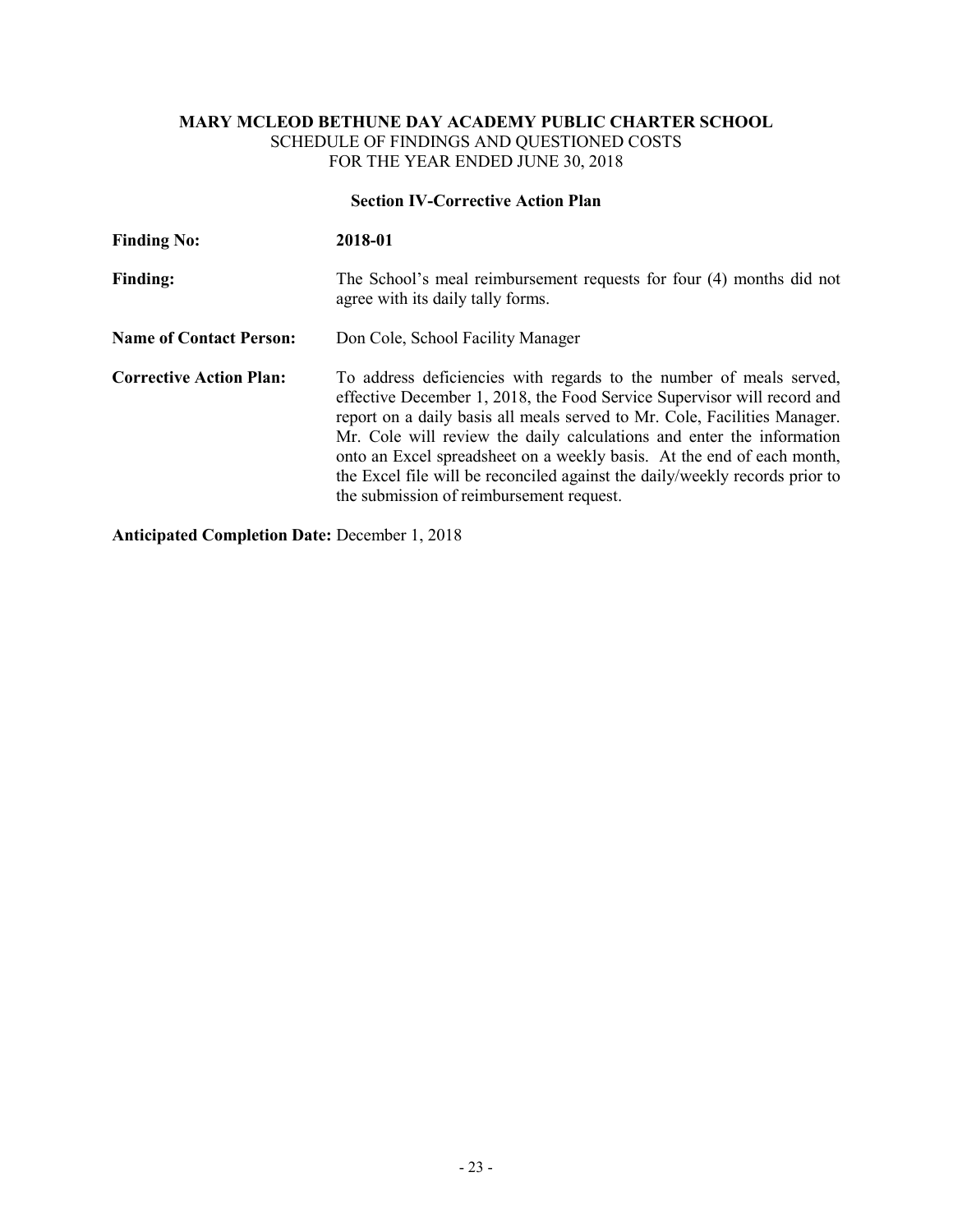**MARY MCLEOD BETHUNE DAY ACADEMY PUBLIC CHARTER SCHOOL**
SCHEDULE OF FINDINGS AND QUESTIONED COSTS
FOR THE YEAR ENDED JUNE 30, 2018

**Section IV-Corrective Action Plan**

**Finding No:** **2018-01**

**Finding:** The School's meal reimbursement requests for four (4) months did not agree with its daily tally forms.

**Name of Contact Person:** Don Cole, School Facility Manager

**Corrective Action Plan:** To address deficiencies with regards to the number of meals served, effective December 1, 2018, the Food Service Supervisor will record and report on a daily basis all meals served to Mr. Cole, Facilities Manager. Mr. Cole will review the daily calculations and enter the information onto an Excel spreadsheet on a weekly basis. At the end of each month, the Excel file will be reconciled against the daily/weekly records prior to the submission of reimbursement request.

**Anticipated Completion Date:** December 1, 2018